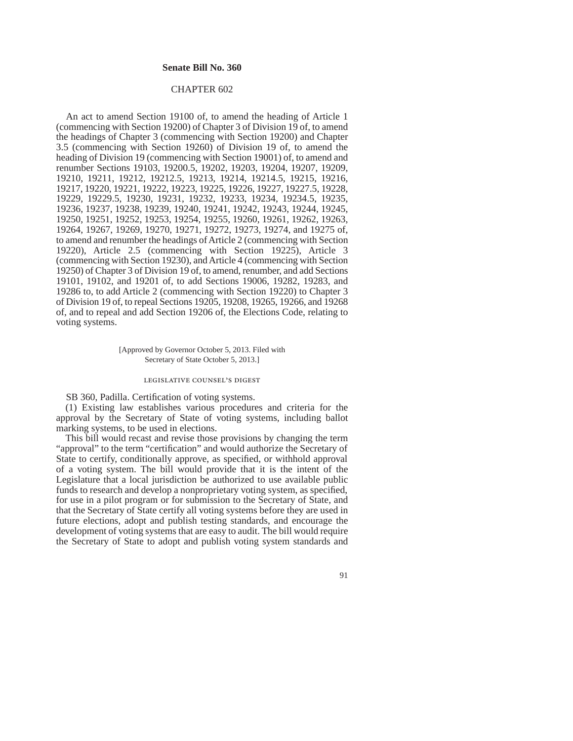**Senate Bill No. 360**

CHAPTER 602

An act to amend Section 19100 of, to amend the heading of Article 1 (commencing with Section 19200) of Chapter 3 of Division 19 of, to amend the headings of Chapter 3 (commencing with Section 19200) and Chapter 3.5 (commencing with Section 19260) of Division 19 of, to amend the heading of Division 19 (commencing with Section 19001) of, to amend and renumber Sections 19103, 19200.5, 19202, 19203, 19204, 19207, 19209, 19210, 19211, 19212, 19212.5, 19213, 19214, 19214.5, 19215, 19216, 19217, 19220, 19221, 19222, 19223, 19225, 19226, 19227, 19227.5, 19228, 19229, 19229.5, 19230, 19231, 19232, 19233, 19234, 19234.5, 19235, 19236, 19237, 19238, 19239, 19240, 19241, 19242, 19243, 19244, 19245, 19250, 19251, 19252, 19253, 19254, 19255, 19260, 19261, 19262, 19263, 19264, 19267, 19269, 19270, 19271, 19272, 19273, 19274, and 19275 of, to amend and renumber the headings of Article 2 (commencing with Section 19220), Article 2.5 (commencing with Section 19225), Article 3 (commencing with Section 19230), and Article 4 (commencing with Section 19250) of Chapter 3 of Division 19 of, to amend, renumber, and add Sections 19101, 19102, and 19201 of, to add Sections 19006, 19282, 19283, and 19286 to, to add Article 2 (commencing with Section 19220) to Chapter 3 of Division 19 of, to repeal Sections 19205, 19208, 19265, 19266, and 19268 of, and to repeal and add Section 19206 of, the Elections Code, relating to voting systems.

[Approved by Governor October 5, 2013. Filed with Secretary of State October 5, 2013.]

LEGISLATIVE COUNSEL'S DIGEST

SB 360, Padilla. Certification of voting systems.

(1) Existing law establishes various procedures and criteria for the approval by the Secretary of State of voting systems, including ballot marking systems, to be used in elections.

This bill would recast and revise those provisions by changing the term "approval" to the term "certification" and would authorize the Secretary of State to certify, conditionally approve, as specified, or withhold approval of a voting system. The bill would provide that it is the intent of the Legislature that a local jurisdiction be authorized to use available public funds to research and develop a nonproprietary voting system, as specified, for use in a pilot program or for submission to the Secretary of State, and that the Secretary of State certify all voting systems before they are used in future elections, adopt and publish testing standards, and encourage the development of voting systems that are easy to audit. The bill would require the Secretary of State to adopt and publish voting system standards and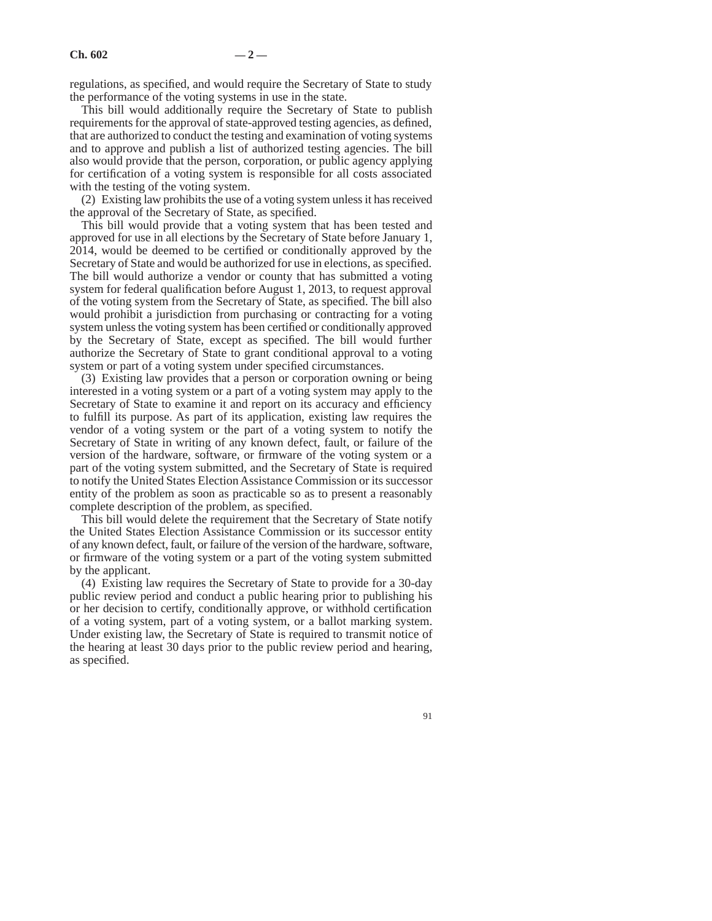regulations, as specified, and would require the Secretary of State to study the performance of the voting systems in use in the state.

This bill would additionally require the Secretary of State to publish requirements for the approval of state-approved testing agencies, as defined, that are authorized to conduct the testing and examination of voting systems and to approve and publish a list of authorized testing agencies. The bill also would provide that the person, corporation, or public agency applying for certification of a voting system is responsible for all costs associated with the testing of the voting system.

(2) Existing law prohibits the use of a voting system unless it has received the approval of the Secretary of State, as specified.

This bill would provide that a voting system that has been tested and approved for use in all elections by the Secretary of State before January 1, 2014, would be deemed to be certified or conditionally approved by the Secretary of State and would be authorized for use in elections, as specified. The bill would authorize a vendor or county that has submitted a voting system for federal qualification before August 1, 2013, to request approval of the voting system from the Secretary of State, as specified. The bill also would prohibit a jurisdiction from purchasing or contracting for a voting system unless the voting system has been certified or conditionally approved by the Secretary of State, except as specified. The bill would further authorize the Secretary of State to grant conditional approval to a voting system or part of a voting system under specified circumstances.

(3) Existing law provides that a person or corporation owning or being interested in a voting system or a part of a voting system may apply to the Secretary of State to examine it and report on its accuracy and efficiency to fulfill its purpose. As part of its application, existing law requires the vendor of a voting system or the part of a voting system to notify the Secretary of State in writing of any known defect, fault, or failure of the version of the hardware, software, or firmware of the voting system or a part of the voting system submitted, and the Secretary of State is required to notify the United States Election Assistance Commission or its successor entity of the problem as soon as practicable so as to present a reasonably complete description of the problem, as specified.

This bill would delete the requirement that the Secretary of State notify the United States Election Assistance Commission or its successor entity of any known defect, fault, or failure of the version of the hardware, software, or firmware of the voting system or a part of the voting system submitted by the applicant.

(4) Existing law requires the Secretary of State to provide for a 30-day public review period and conduct a public hearing prior to publishing his or her decision to certify, conditionally approve, or withhold certification of a voting system, part of a voting system, or a ballot marking system. Under existing law, the Secretary of State is required to transmit notice of the hearing at least 30 days prior to the public review period and hearing, as specified.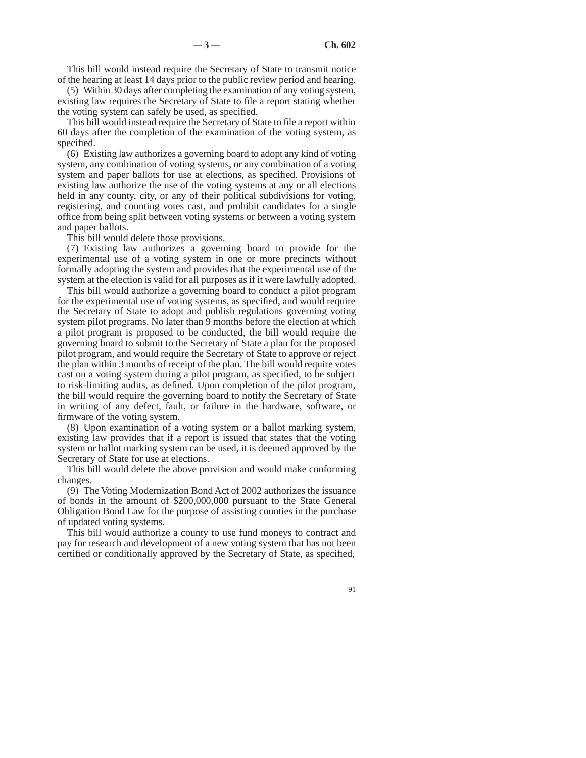This bill would instead require the Secretary of State to transmit notice of the hearing at least 14 days prior to the public review period and hearing.

(5) Within 30 days after completing the examination of any voting system, existing law requires the Secretary of State to file a report stating whether the voting system can safely be used, as specified.

This bill would instead require the Secretary of State to file a report within 60 days after the completion of the examination of the voting system, as specified.

(6) Existing law authorizes a governing board to adopt any kind of voting system, any combination of voting systems, or any combination of a voting system and paper ballots for use at elections, as specified. Provisions of existing law authorize the use of the voting systems at any or all elections held in any county, city, or any of their political subdivisions for voting, registering, and counting votes cast, and prohibit candidates for a single office from being split between voting systems or between a voting system and paper ballots.

This bill would delete those provisions.

(7) Existing law authorizes a governing board to provide for the experimental use of a voting system in one or more precincts without formally adopting the system and provides that the experimental use of the system at the election is valid for all purposes as if it were lawfully adopted.

This bill would authorize a governing board to conduct a pilot program for the experimental use of voting systems, as specified, and would require the Secretary of State to adopt and publish regulations governing voting system pilot programs. No later than 9 months before the election at which a pilot program is proposed to be conducted, the bill would require the governing board to submit to the Secretary of State a plan for the proposed pilot program, and would require the Secretary of State to approve or reject the plan within 3 months of receipt of the plan. The bill would require votes cast on a voting system during a pilot program, as specified, to be subject to risk-limiting audits, as defined. Upon completion of the pilot program, the bill would require the governing board to notify the Secretary of State in writing of any defect, fault, or failure in the hardware, software, or firmware of the voting system.

(8) Upon examination of a voting system or a ballot marking system, existing law provides that if a report is issued that states that the voting system or ballot marking system can be used, it is deemed approved by the Secretary of State for use at elections.

This bill would delete the above provision and would make conforming changes.

(9) The Voting Modernization Bond Act of 2002 authorizes the issuance of bonds in the amount of $200,000,000 pursuant to the State General Obligation Bond Law for the purpose of assisting counties in the purchase of updated voting systems.

This bill would authorize a county to use fund moneys to contract and pay for research and development of a new voting system that has not been certified or conditionally approved by the Secretary of State, as specified,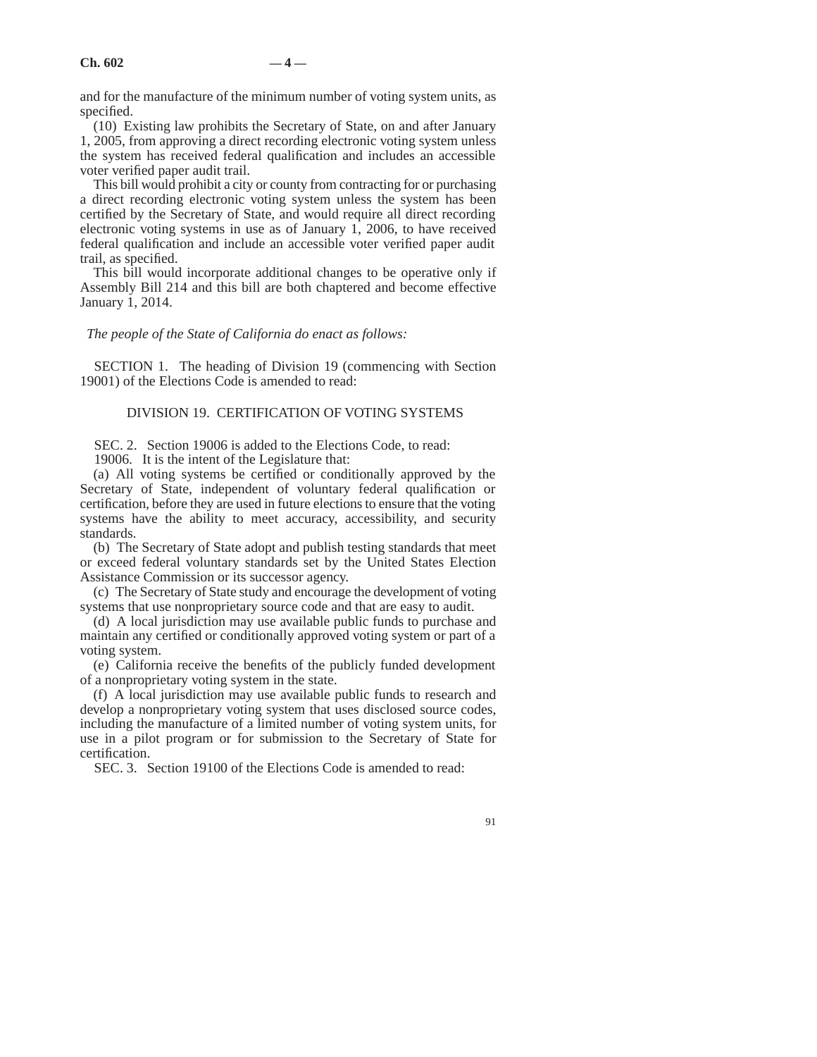and for the manufacture of the minimum number of voting system units, as specified.

(10) Existing law prohibits the Secretary of State, on and after January 1, 2005, from approving a direct recording electronic voting system unless the system has received federal qualification and includes an accessible voter verified paper audit trail.

This bill would prohibit a city or county from contracting for or purchasing a direct recording electronic voting system unless the system has been certified by the Secretary of State, and would require all direct recording electronic voting systems in use as of January 1, 2006, to have received federal qualification and include an accessible voter verified paper audit trail, as specified.

This bill would incorporate additional changes to be operative only if Assembly Bill 214 and this bill are both chaptered and become effective January 1, 2014.

*The people of the State of California do enact as follows:*

SECTION 1. The heading of Division 19 (commencing with Section 19001) of the Elections Code is amended to read:

DIVISION 19. CERTIFICATION OF VOTING SYSTEMS

SEC. 2. Section 19006 is added to the Elections Code, to read:

19006. It is the intent of the Legislature that:

(a) All voting systems be certified or conditionally approved by the Secretary of State, independent of voluntary federal qualification or certification, before they are used in future elections to ensure that the voting systems have the ability to meet accuracy, accessibility, and security standards.

(b) The Secretary of State adopt and publish testing standards that meet or exceed federal voluntary standards set by the United States Election Assistance Commission or its successor agency.

(c) The Secretary of State study and encourage the development of voting systems that use nonproprietary source code and that are easy to audit.

(d) A local jurisdiction may use available public funds to purchase and maintain any certified or conditionally approved voting system or part of a voting system.

(e) California receive the benefits of the publicly funded development of a nonproprietary voting system in the state.

(f) A local jurisdiction may use available public funds to research and develop a nonproprietary voting system that uses disclosed source codes, including the manufacture of a limited number of voting system units, for use in a pilot program or for submission to the Secretary of State for certification.

SEC. 3. Section 19100 of the Elections Code is amended to read: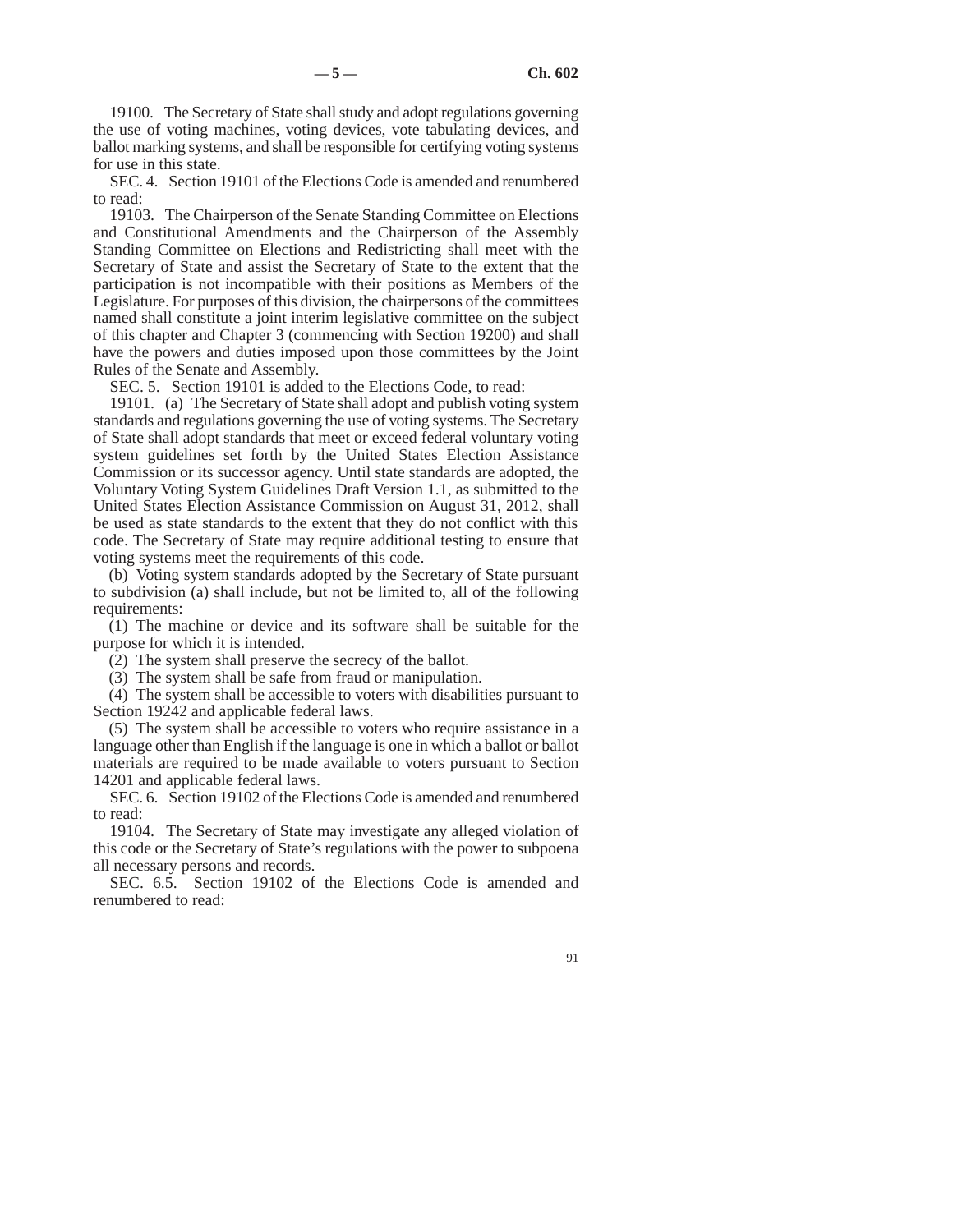19100. The Secretary of State shall study and adopt regulations governing the use of voting machines, voting devices, vote tabulating devices, and ballot marking systems, and shall be responsible for certifying voting systems for use in this state.

SEC. 4. Section 19101 of the Elections Code is amended and renumbered to read:

19103. The Chairperson of the Senate Standing Committee on Elections and Constitutional Amendments and the Chairperson of the Assembly Standing Committee on Elections and Redistricting shall meet with the Secretary of State and assist the Secretary of State to the extent that the participation is not incompatible with their positions as Members of the Legislature. For purposes of this division, the chairpersons of the committees named shall constitute a joint interim legislative committee on the subject of this chapter and Chapter 3 (commencing with Section 19200) and shall have the powers and duties imposed upon those committees by the Joint Rules of the Senate and Assembly.

SEC. 5. Section 19101 is added to the Elections Code, to read:

19101. (a) The Secretary of State shall adopt and publish voting system standards and regulations governing the use of voting systems. The Secretary of State shall adopt standards that meet or exceed federal voluntary voting system guidelines set forth by the United States Election Assistance Commission or its successor agency. Until state standards are adopted, the Voluntary Voting System Guidelines Draft Version 1.1, as submitted to the United States Election Assistance Commission on August 31, 2012, shall be used as state standards to the extent that they do not conflict with this code. The Secretary of State may require additional testing to ensure that voting systems meet the requirements of this code.

(b) Voting system standards adopted by the Secretary of State pursuant to subdivision (a) shall include, but not be limited to, all of the following requirements:

(1) The machine or device and its software shall be suitable for the purpose for which it is intended.

(2) The system shall preserve the secrecy of the ballot.

(3) The system shall be safe from fraud or manipulation.

(4) The system shall be accessible to voters with disabilities pursuant to Section 19242 and applicable federal laws.

(5) The system shall be accessible to voters who require assistance in a language other than English if the language is one in which a ballot or ballot materials are required to be made available to voters pursuant to Section 14201 and applicable federal laws.

SEC. 6. Section 19102 of the Elections Code is amended and renumbered to read:

19104. The Secretary of State may investigate any alleged violation of this code or the Secretary of State's regulations with the power to subpoena all necessary persons and records.

SEC. 6.5. Section 19102 of the Elections Code is amended and renumbered to read: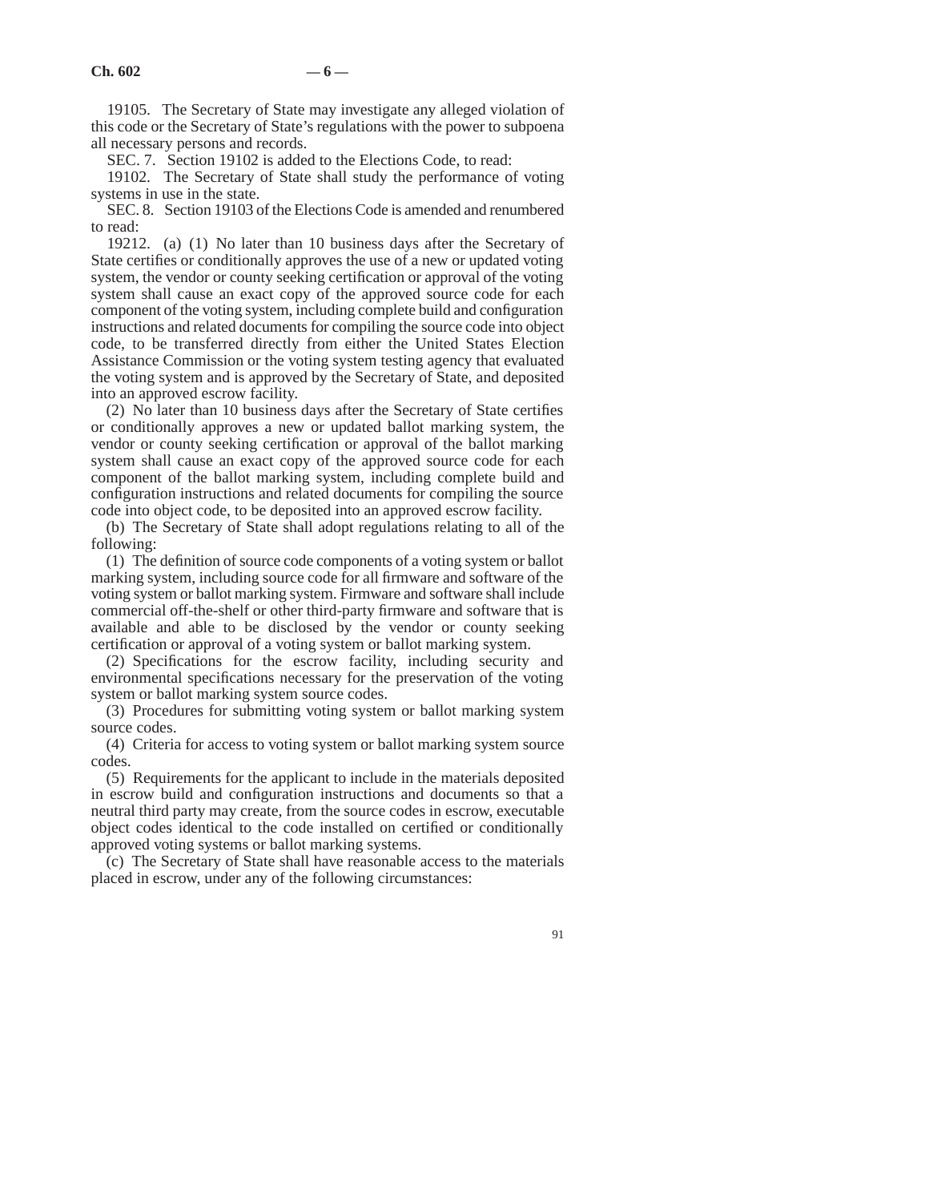19105. The Secretary of State may investigate any alleged violation of this code or the Secretary of State's regulations with the power to subpoena all necessary persons and records.

SEC. 7. Section 19102 is added to the Elections Code, to read:

19102. The Secretary of State shall study the performance of voting systems in use in the state.

SEC. 8. Section 19103 of the Elections Code is amended and renumbered to read:

19212. (a) (1) No later than 10 business days after the Secretary of State certifies or conditionally approves the use of a new or updated voting system, the vendor or county seeking certification or approval of the voting system shall cause an exact copy of the approved source code for each component of the voting system, including complete build and configuration instructions and related documents for compiling the source code into object code, to be transferred directly from either the United States Election Assistance Commission or the voting system testing agency that evaluated the voting system and is approved by the Secretary of State, and deposited into an approved escrow facility.

(2) No later than 10 business days after the Secretary of State certifies or conditionally approves a new or updated ballot marking system, the vendor or county seeking certification or approval of the ballot marking system shall cause an exact copy of the approved source code for each component of the ballot marking system, including complete build and configuration instructions and related documents for compiling the source code into object code, to be deposited into an approved escrow facility.

(b) The Secretary of State shall adopt regulations relating to all of the following:

(1) The definition of source code components of a voting system or ballot marking system, including source code for all firmware and software of the voting system or ballot marking system. Firmware and software shall include commercial off-the-shelf or other third-party firmware and software that is available and able to be disclosed by the vendor or county seeking certification or approval of a voting system or ballot marking system.

(2) Specifications for the escrow facility, including security and environmental specifications necessary for the preservation of the voting system or ballot marking system source codes.

(3) Procedures for submitting voting system or ballot marking system source codes.

(4) Criteria for access to voting system or ballot marking system source codes.

(5) Requirements for the applicant to include in the materials deposited in escrow build and configuration instructions and documents so that a neutral third party may create, from the source codes in escrow, executable object codes identical to the code installed on certified or conditionally approved voting systems or ballot marking systems.

(c) The Secretary of State shall have reasonable access to the materials placed in escrow, under any of the following circumstances: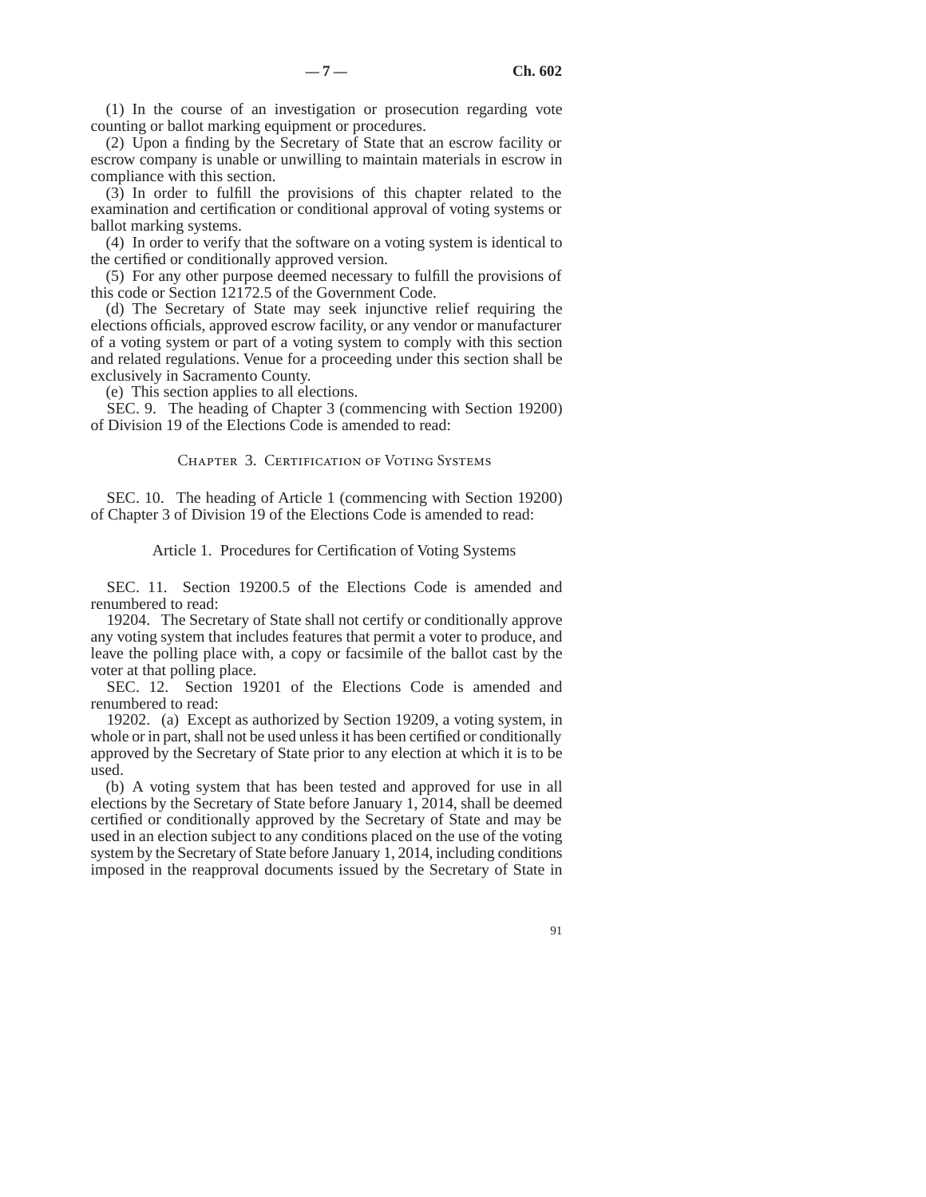(1) In the course of an investigation or prosecution regarding vote counting or ballot marking equipment or procedures.

(2) Upon a finding by the Secretary of State that an escrow facility or escrow company is unable or unwilling to maintain materials in escrow in compliance with this section.

(3) In order to fulfill the provisions of this chapter related to the examination and certification or conditional approval of voting systems or ballot marking systems.

(4) In order to verify that the software on a voting system is identical to the certified or conditionally approved version.

(5) For any other purpose deemed necessary to fulfill the provisions of this code or Section 12172.5 of the Government Code.

(d) The Secretary of State may seek injunctive relief requiring the elections officials, approved escrow facility, or any vendor or manufacturer of a voting system or part of a voting system to comply with this section and related regulations. Venue for a proceeding under this section shall be exclusively in Sacramento County.

(e) This section applies to all elections.

SEC. 9. The heading of Chapter 3 (commencing with Section 19200) of Division 19 of the Elections Code is amended to read:

## Chapter 3. Certification of Voting Systems

SEC. 10. The heading of Article 1 (commencing with Section 19200) of Chapter 3 of Division 19 of the Elections Code is amended to read:

### Article 1. Procedures for Certification of Voting Systems

SEC. 11. Section 19200.5 of the Elections Code is amended and renumbered to read:

19204. The Secretary of State shall not certify or conditionally approve any voting system that includes features that permit a voter to produce, and leave the polling place with, a copy or facsimile of the ballot cast by the voter at that polling place.

SEC. 12. Section 19201 of the Elections Code is amended and renumbered to read:

19202. (a) Except as authorized by Section 19209, a voting system, in whole or in part, shall not be used unless it has been certified or conditionally approved by the Secretary of State prior to any election at which it is to be used.

(b) A voting system that has been tested and approved for use in all elections by the Secretary of State before January 1, 2014, shall be deemed certified or conditionally approved by the Secretary of State and may be used in an election subject to any conditions placed on the use of the voting system by the Secretary of State before January 1, 2014, including conditions imposed in the reapproval documents issued by the Secretary of State in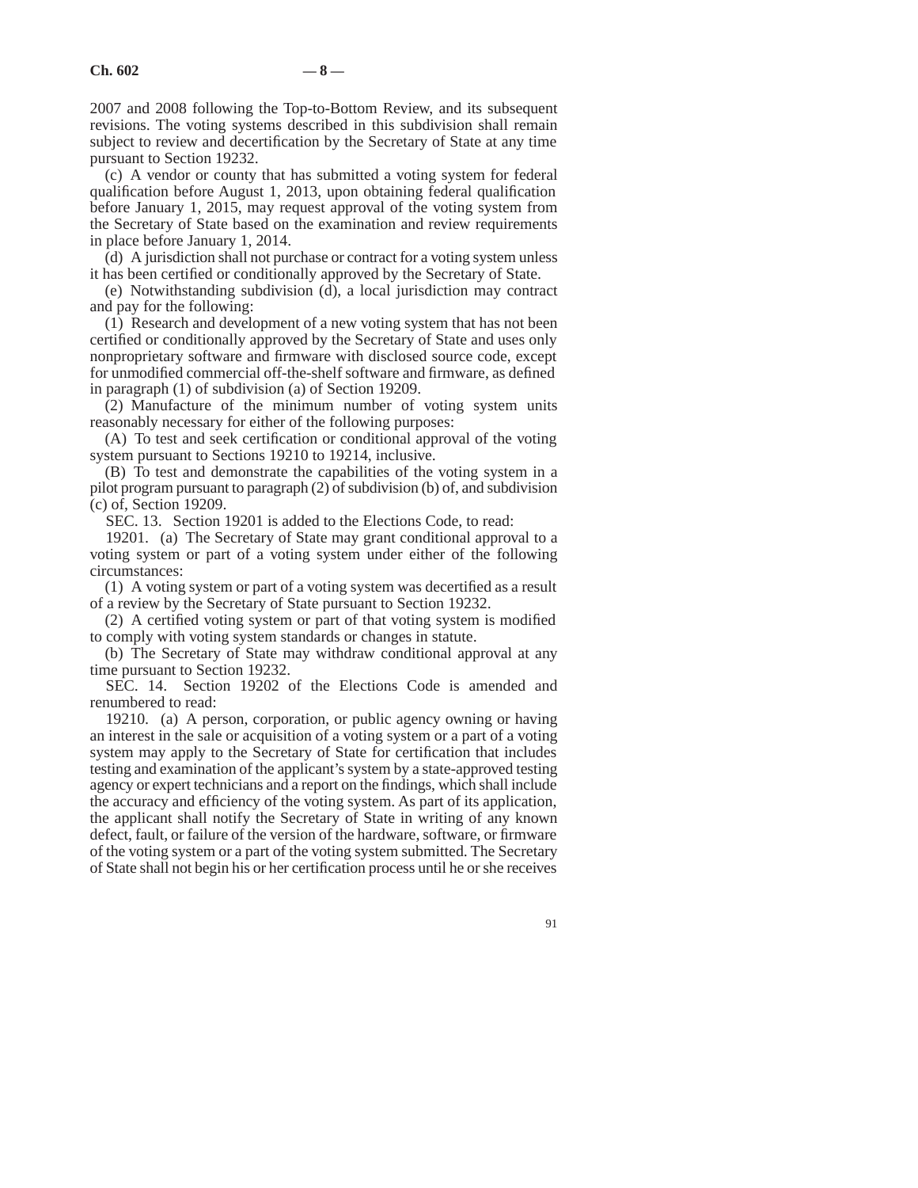2007 and 2008 following the Top-to-Bottom Review, and its subsequent revisions. The voting systems described in this subdivision shall remain subject to review and decertification by the Secretary of State at any time pursuant to Section 19232.

(c) A vendor or county that has submitted a voting system for federal qualification before August 1, 2013, upon obtaining federal qualification before January 1, 2015, may request approval of the voting system from the Secretary of State based on the examination and review requirements in place before January 1, 2014.

(d) A jurisdiction shall not purchase or contract for a voting system unless it has been certified or conditionally approved by the Secretary of State.

(e) Notwithstanding subdivision (d), a local jurisdiction may contract and pay for the following:

(1) Research and development of a new voting system that has not been certified or conditionally approved by the Secretary of State and uses only nonproprietary software and firmware with disclosed source code, except for unmodified commercial off-the-shelf software and firmware, as defined in paragraph (1) of subdivision (a) of Section 19209.

(2) Manufacture of the minimum number of voting system units reasonably necessary for either of the following purposes:

(A) To test and seek certification or conditional approval of the voting system pursuant to Sections 19210 to 19214, inclusive.

(B) To test and demonstrate the capabilities of the voting system in a pilot program pursuant to paragraph (2) of subdivision (b) of, and subdivision (c) of, Section 19209.

SEC. 13. Section 19201 is added to the Elections Code, to read:

19201. (a) The Secretary of State may grant conditional approval to a voting system or part of a voting system under either of the following circumstances:

(1) A voting system or part of a voting system was decertified as a result of a review by the Secretary of State pursuant to Section 19232.

(2) A certified voting system or part of that voting system is modified to comply with voting system standards or changes in statute.

(b) The Secretary of State may withdraw conditional approval at any time pursuant to Section 19232.

SEC. 14. Section 19202 of the Elections Code is amended and renumbered to read:

19210. (a) A person, corporation, or public agency owning or having an interest in the sale or acquisition of a voting system or a part of a voting system may apply to the Secretary of State for certification that includes testing and examination of the applicant's system by a state-approved testing agency or expert technicians and a report on the findings, which shall include the accuracy and efficiency of the voting system. As part of its application, the applicant shall notify the Secretary of State in writing of any known defect, fault, or failure of the version of the hardware, software, or firmware of the voting system or a part of the voting system submitted. The Secretary of State shall not begin his or her certification process until he or she receives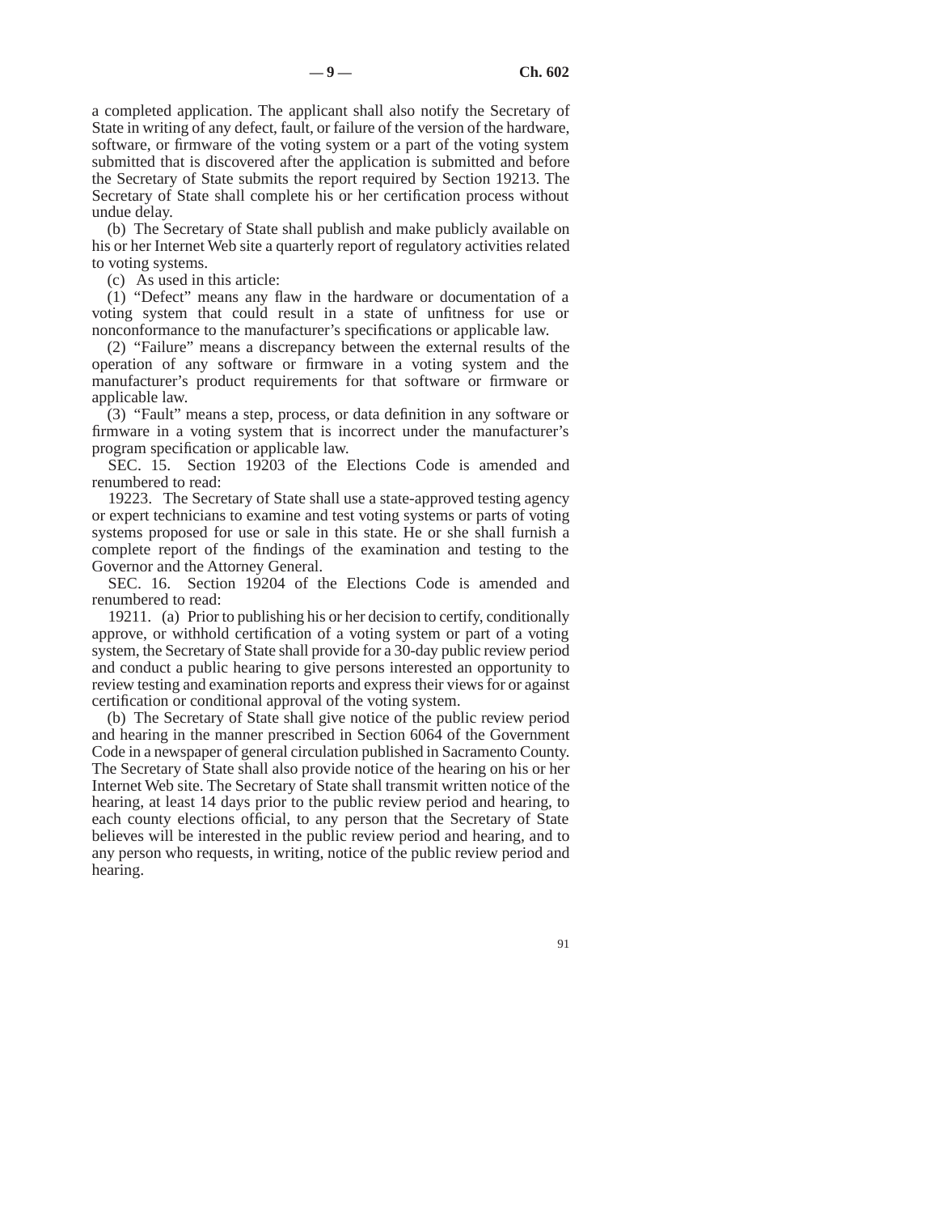a completed application. The applicant shall also notify the Secretary of State in writing of any defect, fault, or failure of the version of the hardware, software, or firmware of the voting system or a part of the voting system submitted that is discovered after the application is submitted and before the Secretary of State submits the report required by Section 19213. The Secretary of State shall complete his or her certification process without undue delay.

(b) The Secretary of State shall publish and make publicly available on his or her Internet Web site a quarterly report of regulatory activities related to voting systems.

(c) As used in this article:

(1) "Defect" means any flaw in the hardware or documentation of a voting system that could result in a state of unfitness for use or nonconformance to the manufacturer's specifications or applicable law.

(2) "Failure" means a discrepancy between the external results of the operation of any software or firmware in a voting system and the manufacturer's product requirements for that software or firmware or applicable law.

(3) "Fault" means a step, process, or data definition in any software or firmware in a voting system that is incorrect under the manufacturer's program specification or applicable law.

SEC. 15. Section 19203 of the Elections Code is amended and renumbered to read:

19223. The Secretary of State shall use a state-approved testing agency or expert technicians to examine and test voting systems or parts of voting systems proposed for use or sale in this state. He or she shall furnish a complete report of the findings of the examination and testing to the Governor and the Attorney General.

SEC. 16. Section 19204 of the Elections Code is amended and renumbered to read:

19211. (a) Prior to publishing his or her decision to certify, conditionally approve, or withhold certification of a voting system or part of a voting system, the Secretary of State shall provide for a 30-day public review period and conduct a public hearing to give persons interested an opportunity to review testing and examination reports and express their views for or against certification or conditional approval of the voting system.

(b) The Secretary of State shall give notice of the public review period and hearing in the manner prescribed in Section 6064 of the Government Code in a newspaper of general circulation published in Sacramento County. The Secretary of State shall also provide notice of the hearing on his or her Internet Web site. The Secretary of State shall transmit written notice of the hearing, at least 14 days prior to the public review period and hearing, to each county elections official, to any person that the Secretary of State believes will be interested in the public review period and hearing, and to any person who requests, in writing, notice of the public review period and hearing.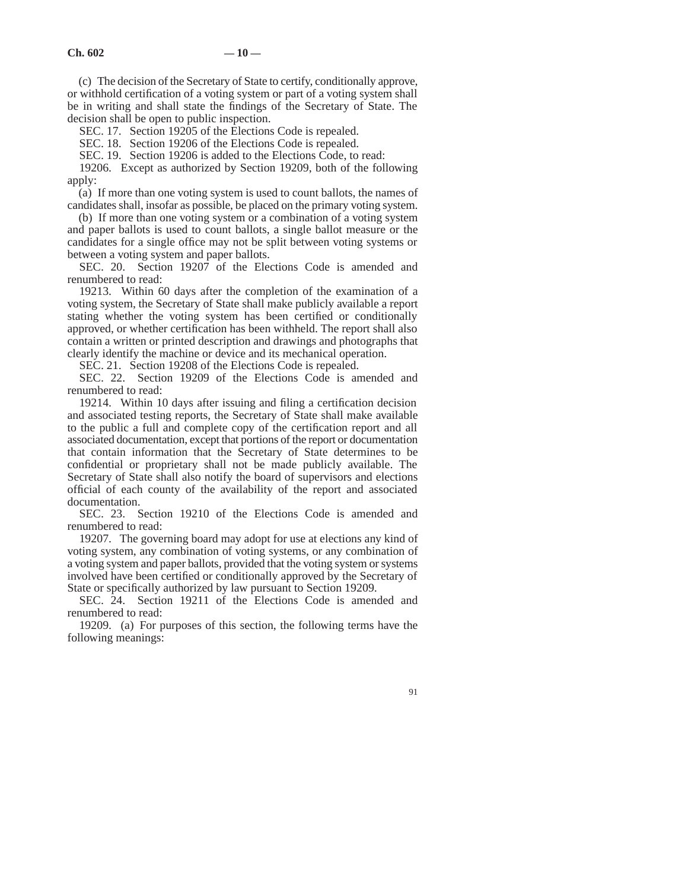(c) The decision of the Secretary of State to certify, conditionally approve, or withhold certification of a voting system or part of a voting system shall be in writing and shall state the findings of the Secretary of State. The decision shall be open to public inspection.

SEC. 17. Section 19205 of the Elections Code is repealed.

SEC. 18. Section 19206 of the Elections Code is repealed.

SEC. 19. Section 19206 is added to the Elections Code, to read:

19206. Except as authorized by Section 19209, both of the following apply:

(a) If more than one voting system is used to count ballots, the names of candidates shall, insofar as possible, be placed on the primary voting system.

(b) If more than one voting system or a combination of a voting system and paper ballots is used to count ballots, a single ballot measure or the candidates for a single office may not be split between voting systems or between a voting system and paper ballots.

SEC. 20. Section 19207 of the Elections Code is amended and renumbered to read:

19213. Within 60 days after the completion of the examination of a voting system, the Secretary of State shall make publicly available a report stating whether the voting system has been certified or conditionally approved, or whether certification has been withheld. The report shall also contain a written or printed description and drawings and photographs that clearly identify the machine or device and its mechanical operation.

SEC. 21. Section 19208 of the Elections Code is repealed.

SEC. 22. Section 19209 of the Elections Code is amended and renumbered to read:

19214. Within 10 days after issuing and filing a certification decision and associated testing reports, the Secretary of State shall make available to the public a full and complete copy of the certification report and all associated documentation, except that portions of the report or documentation that contain information that the Secretary of State determines to be confidential or proprietary shall not be made publicly available. The Secretary of State shall also notify the board of supervisors and elections official of each county of the availability of the report and associated documentation.

SEC. 23. Section 19210 of the Elections Code is amended and renumbered to read:

19207. The governing board may adopt for use at elections any kind of voting system, any combination of voting systems, or any combination of a voting system and paper ballots, provided that the voting system or systems involved have been certified or conditionally approved by the Secretary of State or specifically authorized by law pursuant to Section 19209.

SEC. 24. Section 19211 of the Elections Code is amended and renumbered to read:

19209. (a) For purposes of this section, the following terms have the following meanings: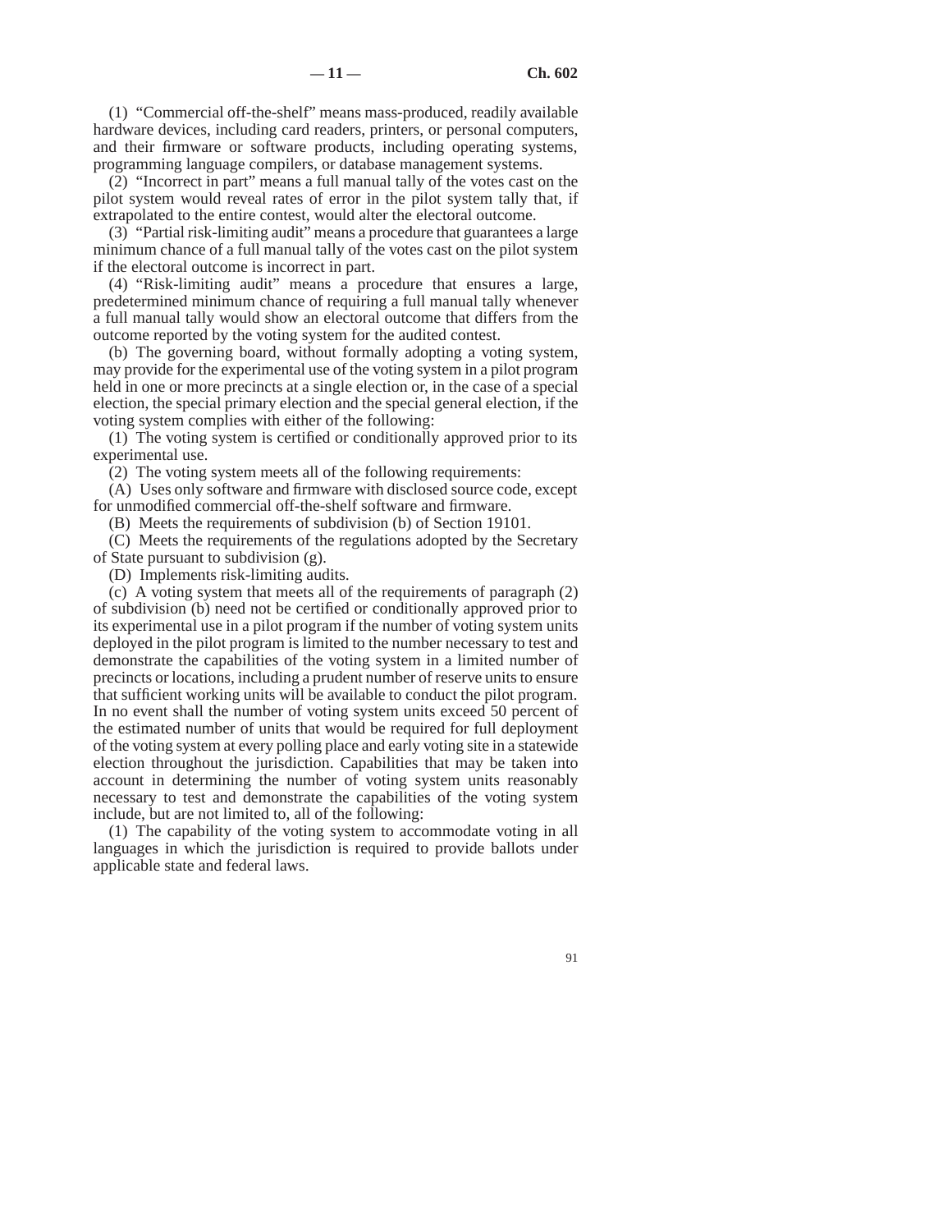(1) "Commercial off-the-shelf" means mass-produced, readily available hardware devices, including card readers, printers, or personal computers, and their firmware or software products, including operating systems, programming language compilers, or database management systems.

(2) "Incorrect in part" means a full manual tally of the votes cast on the pilot system would reveal rates of error in the pilot system tally that, if extrapolated to the entire contest, would alter the electoral outcome.

(3) "Partial risk-limiting audit" means a procedure that guarantees a large minimum chance of a full manual tally of the votes cast on the pilot system if the electoral outcome is incorrect in part.

(4) "Risk-limiting audit" means a procedure that ensures a large, predetermined minimum chance of requiring a full manual tally whenever a full manual tally would show an electoral outcome that differs from the outcome reported by the voting system for the audited contest.

(b) The governing board, without formally adopting a voting system, may provide for the experimental use of the voting system in a pilot program held in one or more precincts at a single election or, in the case of a special election, the special primary election and the special general election, if the voting system complies with either of the following:

(1) The voting system is certified or conditionally approved prior to its experimental use.

(2) The voting system meets all of the following requirements:

(A) Uses only software and firmware with disclosed source code, except for unmodified commercial off-the-shelf software and firmware.

(B) Meets the requirements of subdivision (b) of Section 19101.

(C) Meets the requirements of the regulations adopted by the Secretary of State pursuant to subdivision (g).

(D) Implements risk-limiting audits.

(c) A voting system that meets all of the requirements of paragraph (2) of subdivision (b) need not be certified or conditionally approved prior to its experimental use in a pilot program if the number of voting system units deployed in the pilot program is limited to the number necessary to test and demonstrate the capabilities of the voting system in a limited number of precincts or locations, including a prudent number of reserve units to ensure that sufficient working units will be available to conduct the pilot program. In no event shall the number of voting system units exceed 50 percent of the estimated number of units that would be required for full deployment of the voting system at every polling place and early voting site in a statewide election throughout the jurisdiction. Capabilities that may be taken into account in determining the number of voting system units reasonably necessary to test and demonstrate the capabilities of the voting system include, but are not limited to, all of the following:

(1) The capability of the voting system to accommodate voting in all languages in which the jurisdiction is required to provide ballots under applicable state and federal laws.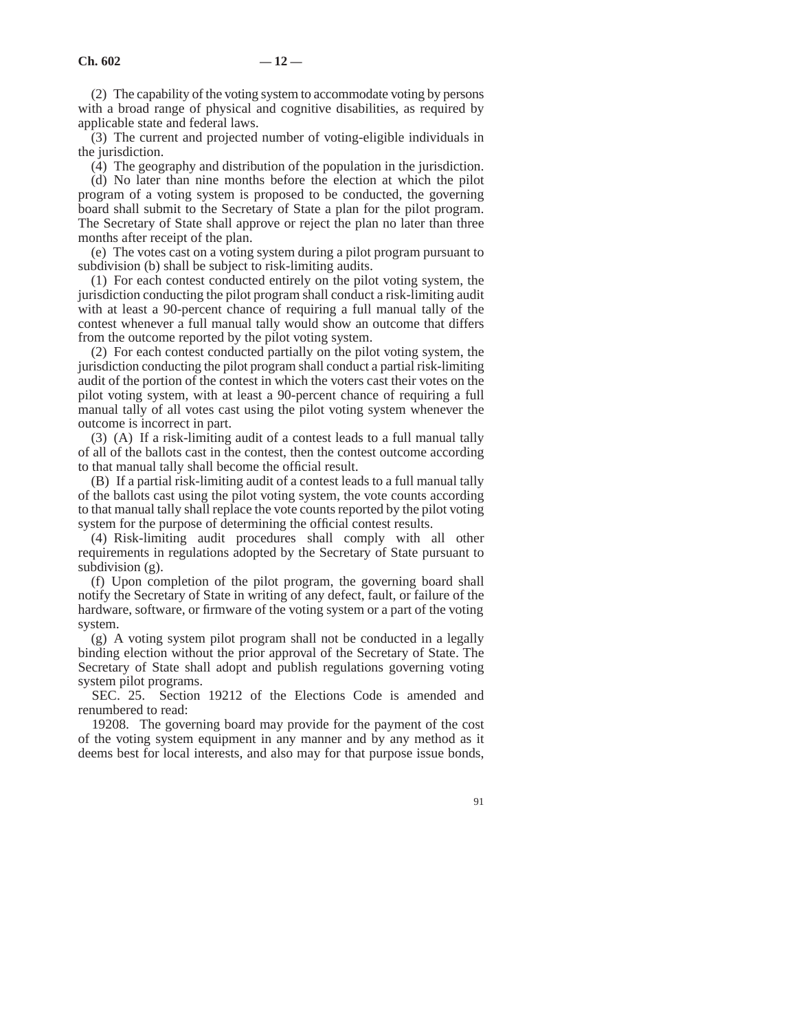(2) The capability of the voting system to accommodate voting by persons with a broad range of physical and cognitive disabilities, as required by applicable state and federal laws.

(3) The current and projected number of voting-eligible individuals in the jurisdiction.

(4) The geography and distribution of the population in the jurisdiction.

(d) No later than nine months before the election at which the pilot program of a voting system is proposed to be conducted, the governing board shall submit to the Secretary of State a plan for the pilot program. The Secretary of State shall approve or reject the plan no later than three months after receipt of the plan.

(e) The votes cast on a voting system during a pilot program pursuant to subdivision (b) shall be subject to risk-limiting audits.

(1) For each contest conducted entirely on the pilot voting system, the jurisdiction conducting the pilot program shall conduct a risk-limiting audit with at least a 90-percent chance of requiring a full manual tally of the contest whenever a full manual tally would show an outcome that differs from the outcome reported by the pilot voting system.

(2) For each contest conducted partially on the pilot voting system, the jurisdiction conducting the pilot program shall conduct a partial risk-limiting audit of the portion of the contest in which the voters cast their votes on the pilot voting system, with at least a 90-percent chance of requiring a full manual tally of all votes cast using the pilot voting system whenever the outcome is incorrect in part.

(3) (A) If a risk-limiting audit of a contest leads to a full manual tally of all of the ballots cast in the contest, then the contest outcome according to that manual tally shall become the official result.

(B) If a partial risk-limiting audit of a contest leads to a full manual tally of the ballots cast using the pilot voting system, the vote counts according to that manual tally shall replace the vote counts reported by the pilot voting system for the purpose of determining the official contest results.

(4) Risk-limiting audit procedures shall comply with all other requirements in regulations adopted by the Secretary of State pursuant to subdivision (g).

(f) Upon completion of the pilot program, the governing board shall notify the Secretary of State in writing of any defect, fault, or failure of the hardware, software, or firmware of the voting system or a part of the voting system.

(g) A voting system pilot program shall not be conducted in a legally binding election without the prior approval of the Secretary of State. The Secretary of State shall adopt and publish regulations governing voting system pilot programs.

SEC. 25. Section 19212 of the Elections Code is amended and renumbered to read:

19208. The governing board may provide for the payment of the cost of the voting system equipment in any manner and by any method as it deems best for local interests, and also may for that purpose issue bonds,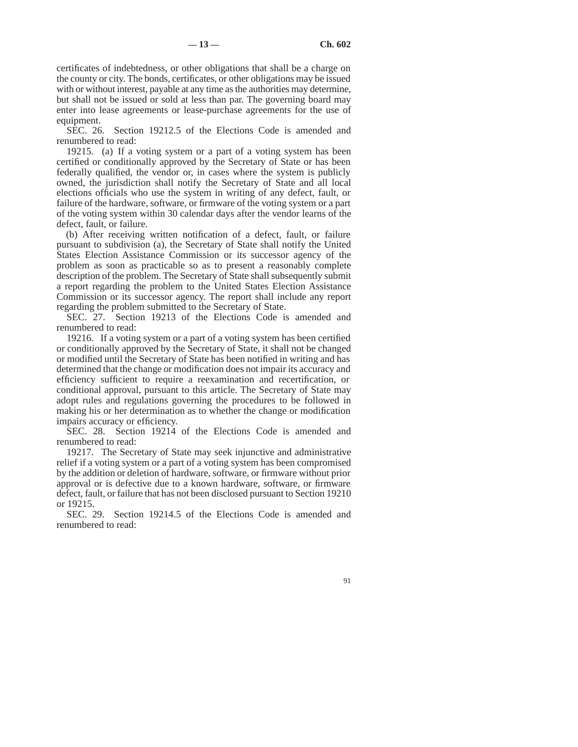certificates of indebtedness, or other obligations that shall be a charge on the county or city. The bonds, certificates, or other obligations may be issued with or without interest, payable at any time as the authorities may determine, but shall not be issued or sold at less than par. The governing board may enter into lease agreements or lease-purchase agreements for the use of equipment.

SEC. 26. Section 19212.5 of the Elections Code is amended and renumbered to read:

19215. (a) If a voting system or a part of a voting system has been certified or conditionally approved by the Secretary of State or has been federally qualified, the vendor or, in cases where the system is publicly owned, the jurisdiction shall notify the Secretary of State and all local elections officials who use the system in writing of any defect, fault, or failure of the hardware, software, or firmware of the voting system or a part of the voting system within 30 calendar days after the vendor learns of the defect, fault, or failure.

(b) After receiving written notification of a defect, fault, or failure pursuant to subdivision (a), the Secretary of State shall notify the United States Election Assistance Commission or its successor agency of the problem as soon as practicable so as to present a reasonably complete description of the problem. The Secretary of State shall subsequently submit a report regarding the problem to the United States Election Assistance Commission or its successor agency. The report shall include any report regarding the problem submitted to the Secretary of State.

SEC. 27. Section 19213 of the Elections Code is amended and renumbered to read:

19216. If a voting system or a part of a voting system has been certified or conditionally approved by the Secretary of State, it shall not be changed or modified until the Secretary of State has been notified in writing and has determined that the change or modification does not impair its accuracy and efficiency sufficient to require a reexamination and recertification, or conditional approval, pursuant to this article. The Secretary of State may adopt rules and regulations governing the procedures to be followed in making his or her determination as to whether the change or modification impairs accuracy or efficiency.

SEC. 28. Section 19214 of the Elections Code is amended and renumbered to read:

19217. The Secretary of State may seek injunctive and administrative relief if a voting system or a part of a voting system has been compromised by the addition or deletion of hardware, software, or firmware without prior approval or is defective due to a known hardware, software, or firmware defect, fault, or failure that has not been disclosed pursuant to Section 19210 or 19215.

SEC. 29. Section 19214.5 of the Elections Code is amended and renumbered to read: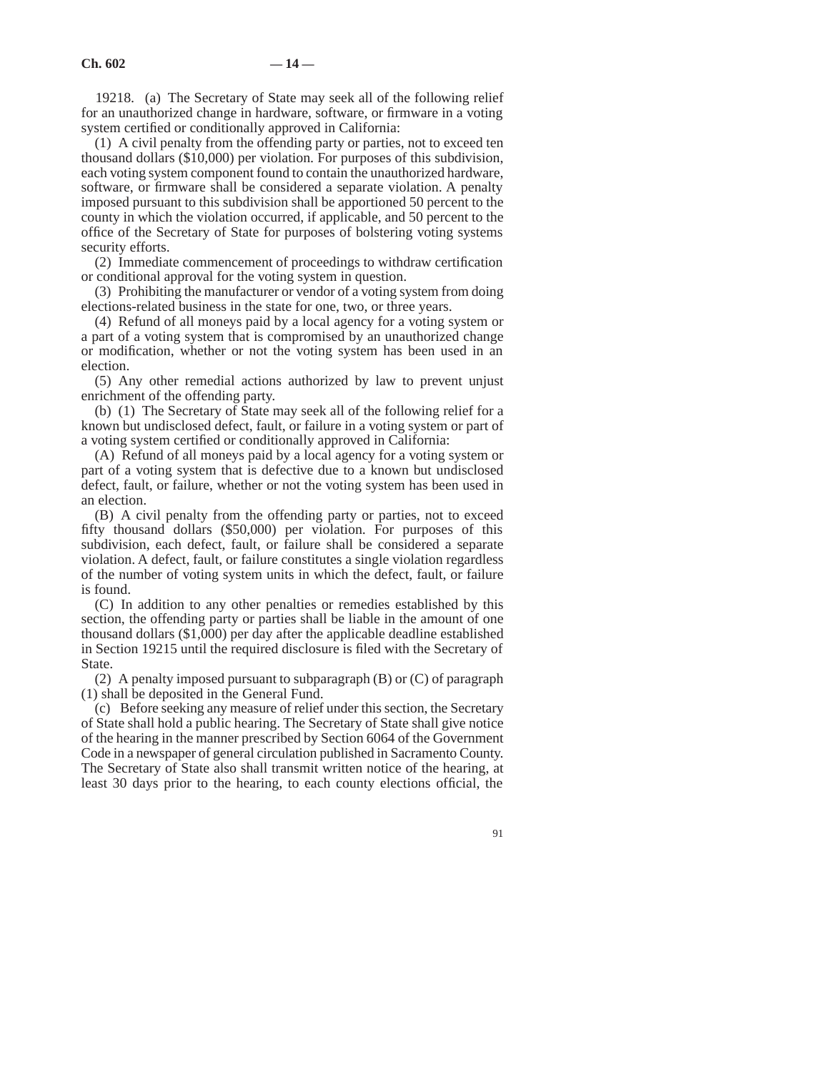19218. (a) The Secretary of State may seek all of the following relief for an unauthorized change in hardware, software, or firmware in a voting system certified or conditionally approved in California:

(1) A civil penalty from the offending party or parties, not to exceed ten thousand dollars ($10,000) per violation. For purposes of this subdivision, each voting system component found to contain the unauthorized hardware, software, or firmware shall be considered a separate violation. A penalty imposed pursuant to this subdivision shall be apportioned 50 percent to the county in which the violation occurred, if applicable, and 50 percent to the office of the Secretary of State for purposes of bolstering voting systems security efforts.

(2) Immediate commencement of proceedings to withdraw certification or conditional approval for the voting system in question.

(3) Prohibiting the manufacturer or vendor of a voting system from doing elections-related business in the state for one, two, or three years.

(4) Refund of all moneys paid by a local agency for a voting system or a part of a voting system that is compromised by an unauthorized change or modification, whether or not the voting system has been used in an election.

(5) Any other remedial actions authorized by law to prevent unjust enrichment of the offending party.

(b) (1) The Secretary of State may seek all of the following relief for a known but undisclosed defect, fault, or failure in a voting system or part of a voting system certified or conditionally approved in California:

(A) Refund of all moneys paid by a local agency for a voting system or part of a voting system that is defective due to a known but undisclosed defect, fault, or failure, whether or not the voting system has been used in an election.

(B) A civil penalty from the offending party or parties, not to exceed fifty thousand dollars ($50,000) per violation. For purposes of this subdivision, each defect, fault, or failure shall be considered a separate violation. A defect, fault, or failure constitutes a single violation regardless of the number of voting system units in which the defect, fault, or failure is found.

(C) In addition to any other penalties or remedies established by this section, the offending party or parties shall be liable in the amount of one thousand dollars ($1,000) per day after the applicable deadline established in Section 19215 until the required disclosure is filed with the Secretary of State.

(2) A penalty imposed pursuant to subparagraph (B) or (C) of paragraph (1) shall be deposited in the General Fund.

(c) Before seeking any measure of relief under this section, the Secretary of State shall hold a public hearing. The Secretary of State shall give notice of the hearing in the manner prescribed by Section 6064 of the Government Code in a newspaper of general circulation published in Sacramento County. The Secretary of State also shall transmit written notice of the hearing, at least 30 days prior to the hearing, to each county elections official, the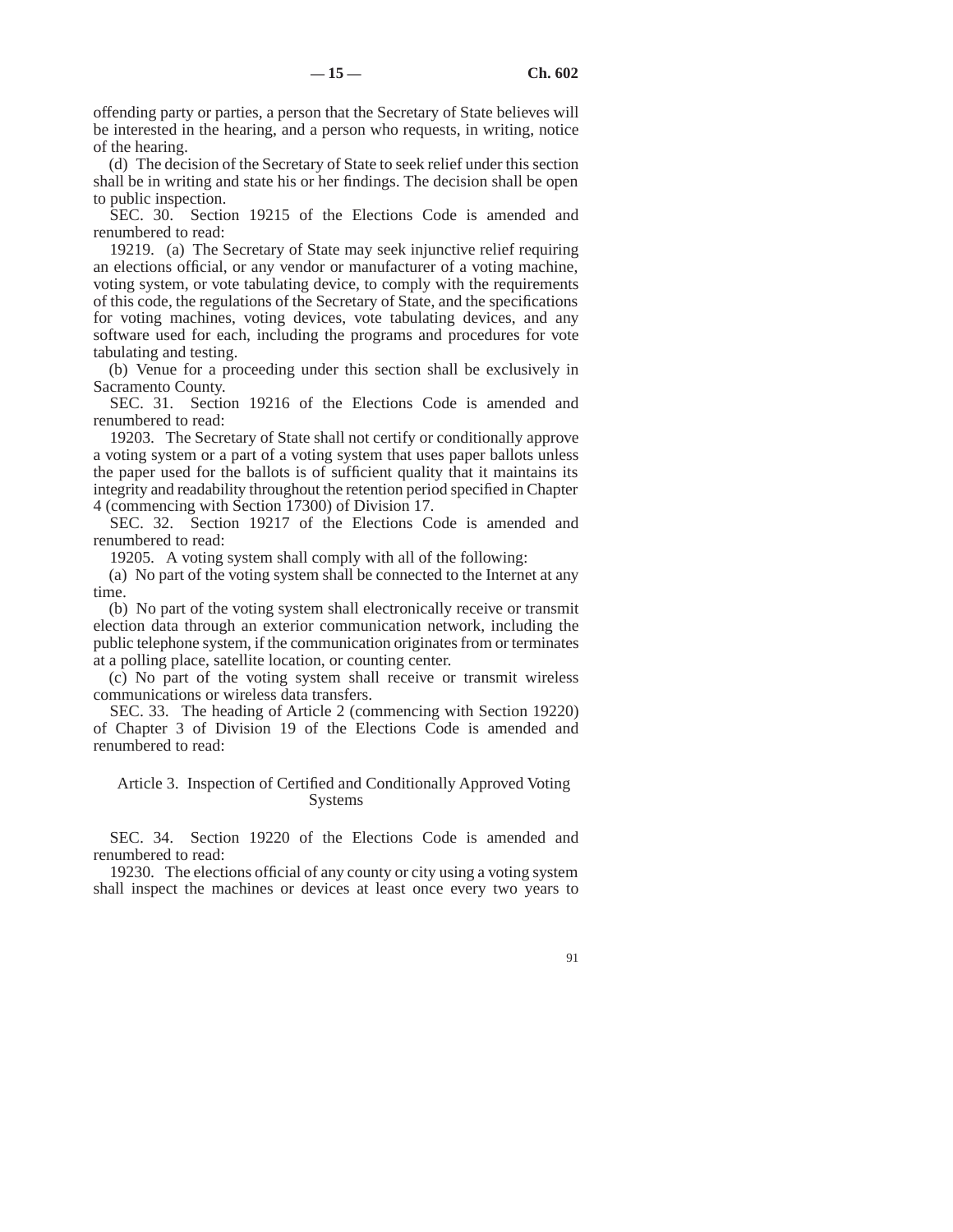offending party or parties, a person that the Secretary of State believes will be interested in the hearing, and a person who requests, in writing, notice of the hearing.

(d) The decision of the Secretary of State to seek relief under this section shall be in writing and state his or her findings. The decision shall be open to public inspection.

SEC. 30. Section 19215 of the Elections Code is amended and renumbered to read:

19219. (a) The Secretary of State may seek injunctive relief requiring an elections official, or any vendor or manufacturer of a voting machine, voting system, or vote tabulating device, to comply with the requirements of this code, the regulations of the Secretary of State, and the specifications for voting machines, voting devices, vote tabulating devices, and any software used for each, including the programs and procedures for vote tabulating and testing.

(b) Venue for a proceeding under this section shall be exclusively in Sacramento County.

SEC. 31. Section 19216 of the Elections Code is amended and renumbered to read:

19203. The Secretary of State shall not certify or conditionally approve a voting system or a part of a voting system that uses paper ballots unless the paper used for the ballots is of sufficient quality that it maintains its integrity and readability throughout the retention period specified in Chapter 4 (commencing with Section 17300) of Division 17.

SEC. 32. Section 19217 of the Elections Code is amended and renumbered to read:

19205. A voting system shall comply with all of the following:

(a) No part of the voting system shall be connected to the Internet at any time.

(b) No part of the voting system shall electronically receive or transmit election data through an exterior communication network, including the public telephone system, if the communication originates from or terminates at a polling place, satellite location, or counting center.

(c) No part of the voting system shall receive or transmit wireless communications or wireless data transfers.

SEC. 33. The heading of Article 2 (commencing with Section 19220) of Chapter 3 of Division 19 of the Elections Code is amended and renumbered to read:

### Article 3. Inspection of Certified and Conditionally Approved Voting Systems

SEC. 34. Section 19220 of the Elections Code is amended and renumbered to read:

19230. The elections official of any county or city using a voting system shall inspect the machines or devices at least once every two years to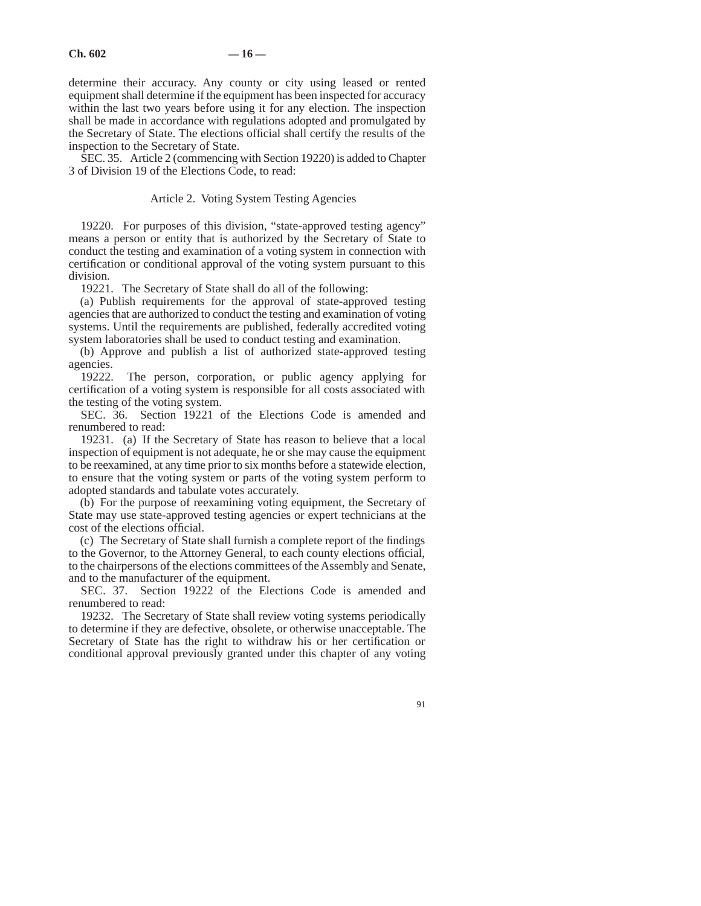determine their accuracy. Any county or city using leased or rented equipment shall determine if the equipment has been inspected for accuracy within the last two years before using it for any election. The inspection shall be made in accordance with regulations adopted and promulgated by the Secretary of State. The elections official shall certify the results of the inspection to the Secretary of State.

SEC. 35. Article 2 (commencing with Section 19220) is added to Chapter 3 of Division 19 of the Elections Code, to read:

### Article 2. Voting System Testing Agencies

19220. For purposes of this division, "state-approved testing agency" means a person or entity that is authorized by the Secretary of State to conduct the testing and examination of a voting system in connection with certification or conditional approval of the voting system pursuant to this division.

19221. The Secretary of State shall do all of the following:

(a) Publish requirements for the approval of state-approved testing agencies that are authorized to conduct the testing and examination of voting systems. Until the requirements are published, federally accredited voting system laboratories shall be used to conduct testing and examination.

(b) Approve and publish a list of authorized state-approved testing agencies.

19222. The person, corporation, or public agency applying for certification of a voting system is responsible for all costs associated with the testing of the voting system.

SEC. 36. Section 19221 of the Elections Code is amended and renumbered to read:

19231. (a) If the Secretary of State has reason to believe that a local inspection of equipment is not adequate, he or she may cause the equipment to be reexamined, at any time prior to six months before a statewide election, to ensure that the voting system or parts of the voting system perform to adopted standards and tabulate votes accurately.

(b) For the purpose of reexamining voting equipment, the Secretary of State may use state-approved testing agencies or expert technicians at the cost of the elections official.

(c) The Secretary of State shall furnish a complete report of the findings to the Governor, to the Attorney General, to each county elections official, to the chairpersons of the elections committees of the Assembly and Senate, and to the manufacturer of the equipment.

SEC. 37. Section 19222 of the Elections Code is amended and renumbered to read:

19232. The Secretary of State shall review voting systems periodically to determine if they are defective, obsolete, or otherwise unacceptable. The Secretary of State has the right to withdraw his or her certification or conditional approval previously granted under this chapter of any voting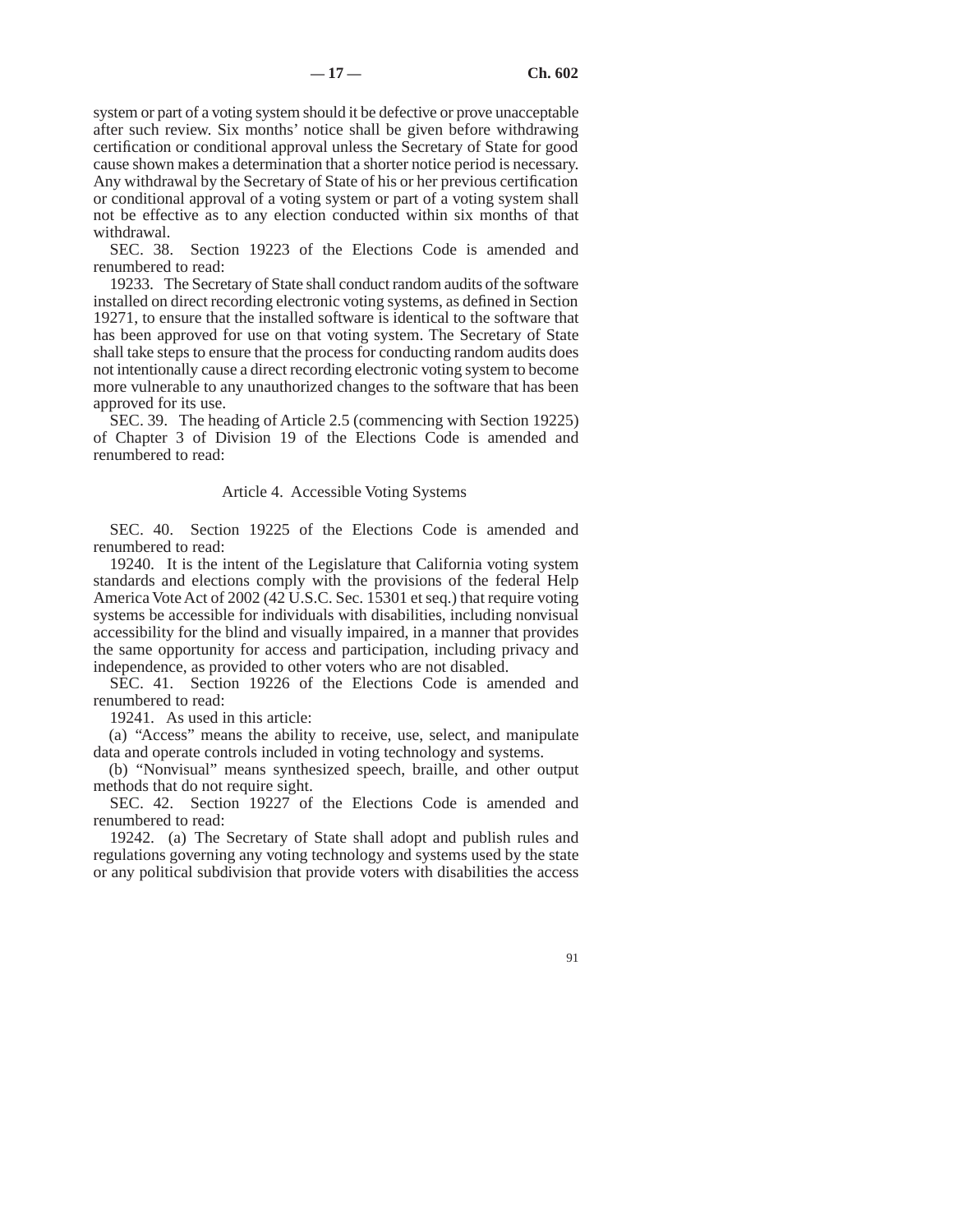system or part of a voting system should it be defective or prove unacceptable after such review. Six months' notice shall be given before withdrawing certification or conditional approval unless the Secretary of State for good cause shown makes a determination that a shorter notice period is necessary. Any withdrawal by the Secretary of State of his or her previous certification or conditional approval of a voting system or part of a voting system shall not be effective as to any election conducted within six months of that withdrawal.

SEC. 38. Section 19223 of the Elections Code is amended and renumbered to read:

19233. The Secretary of State shall conduct random audits of the software installed on direct recording electronic voting systems, as defined in Section 19271, to ensure that the installed software is identical to the software that has been approved for use on that voting system. The Secretary of State shall take steps to ensure that the process for conducting random audits does not intentionally cause a direct recording electronic voting system to become more vulnerable to any unauthorized changes to the software that has been approved for its use.

SEC. 39. The heading of Article 2.5 (commencing with Section 19225) of Chapter 3 of Division 19 of the Elections Code is amended and renumbered to read:

### Article 4. Accessible Voting Systems

SEC. 40. Section 19225 of the Elections Code is amended and renumbered to read:

19240. It is the intent of the Legislature that California voting system standards and elections comply with the provisions of the federal Help America Vote Act of 2002 (42 U.S.C. Sec. 15301 et seq.) that require voting systems be accessible for individuals with disabilities, including nonvisual accessibility for the blind and visually impaired, in a manner that provides the same opportunity for access and participation, including privacy and independence, as provided to other voters who are not disabled.

SEC. 41. Section 19226 of the Elections Code is amended and renumbered to read:

19241. As used in this article:

(a) "Access" means the ability to receive, use, select, and manipulate data and operate controls included in voting technology and systems.

(b) "Nonvisual" means synthesized speech, braille, and other output methods that do not require sight.

SEC. 42. Section 19227 of the Elections Code is amended and renumbered to read:

19242. (a) The Secretary of State shall adopt and publish rules and regulations governing any voting technology and systems used by the state or any political subdivision that provide voters with disabilities the access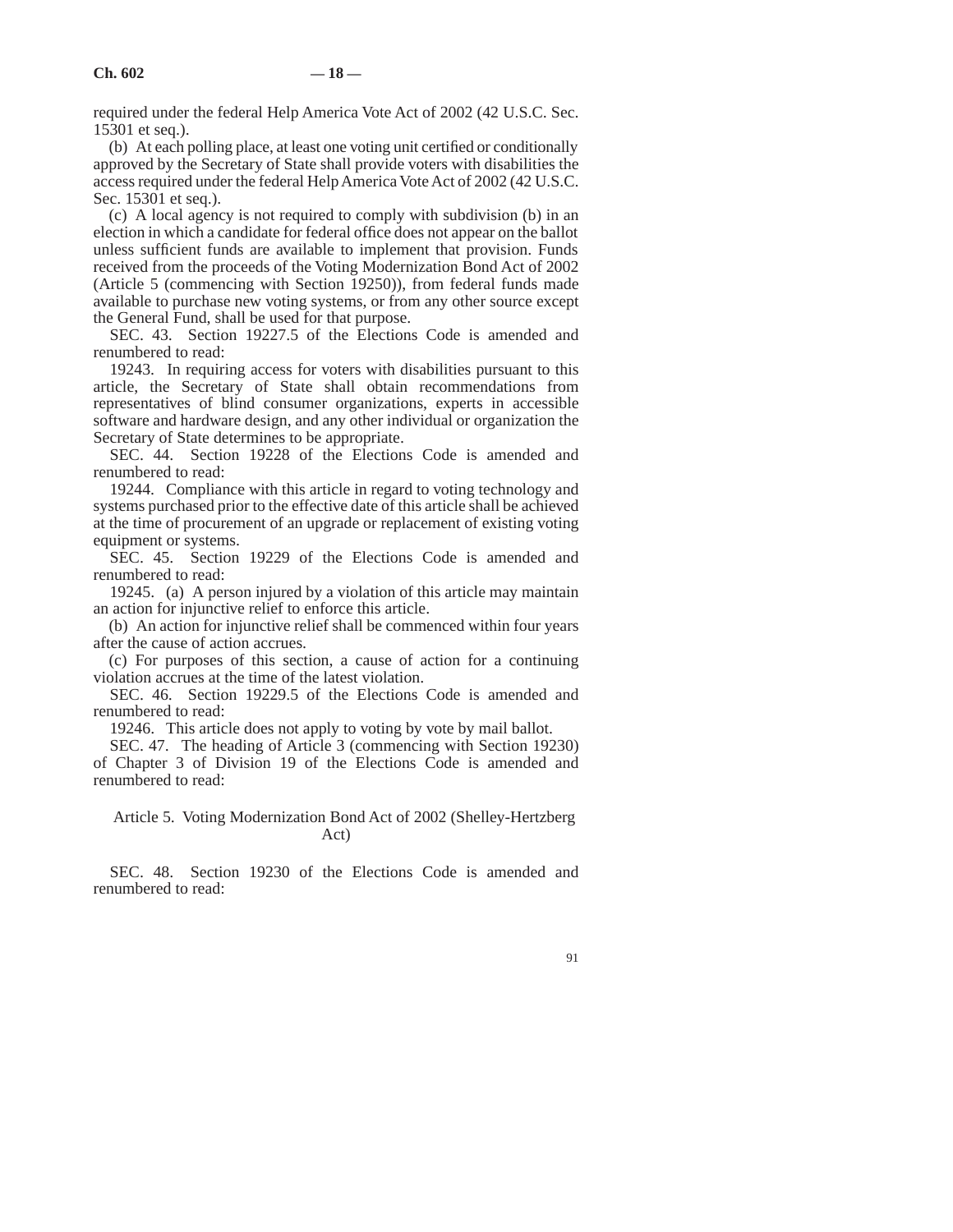required under the federal Help America Vote Act of 2002 (42 U.S.C. Sec. 15301 et seq.).

(b) At each polling place, at least one voting unit certified or conditionally approved by the Secretary of State shall provide voters with disabilities the access required under the federal Help America Vote Act of 2002 (42 U.S.C. Sec. 15301 et seq.).

(c) A local agency is not required to comply with subdivision (b) in an election in which a candidate for federal office does not appear on the ballot unless sufficient funds are available to implement that provision. Funds received from the proceeds of the Voting Modernization Bond Act of 2002 (Article 5 (commencing with Section 19250)), from federal funds made available to purchase new voting systems, or from any other source except the General Fund, shall be used for that purpose.

SEC. 43. Section 19227.5 of the Elections Code is amended and renumbered to read:

19243. In requiring access for voters with disabilities pursuant to this article, the Secretary of State shall obtain recommendations from representatives of blind consumer organizations, experts in accessible software and hardware design, and any other individual or organization the Secretary of State determines to be appropriate.

SEC. 44. Section 19228 of the Elections Code is amended and renumbered to read:

19244. Compliance with this article in regard to voting technology and systems purchased prior to the effective date of this article shall be achieved at the time of procurement of an upgrade or replacement of existing voting equipment or systems.

SEC. 45. Section 19229 of the Elections Code is amended and renumbered to read:

19245. (a) A person injured by a violation of this article may maintain an action for injunctive relief to enforce this article.

(b) An action for injunctive relief shall be commenced within four years after the cause of action accrues.

(c) For purposes of this section, a cause of action for a continuing violation accrues at the time of the latest violation.

SEC. 46. Section 19229.5 of the Elections Code is amended and renumbered to read:

19246. This article does not apply to voting by vote by mail ballot.

SEC. 47. The heading of Article 3 (commencing with Section 19230) of Chapter 3 of Division 19 of the Elections Code is amended and renumbered to read:

Article 5. Voting Modernization Bond Act of 2002 (Shelley-Hertzberg Act)

SEC. 48. Section 19230 of the Elections Code is amended and renumbered to read: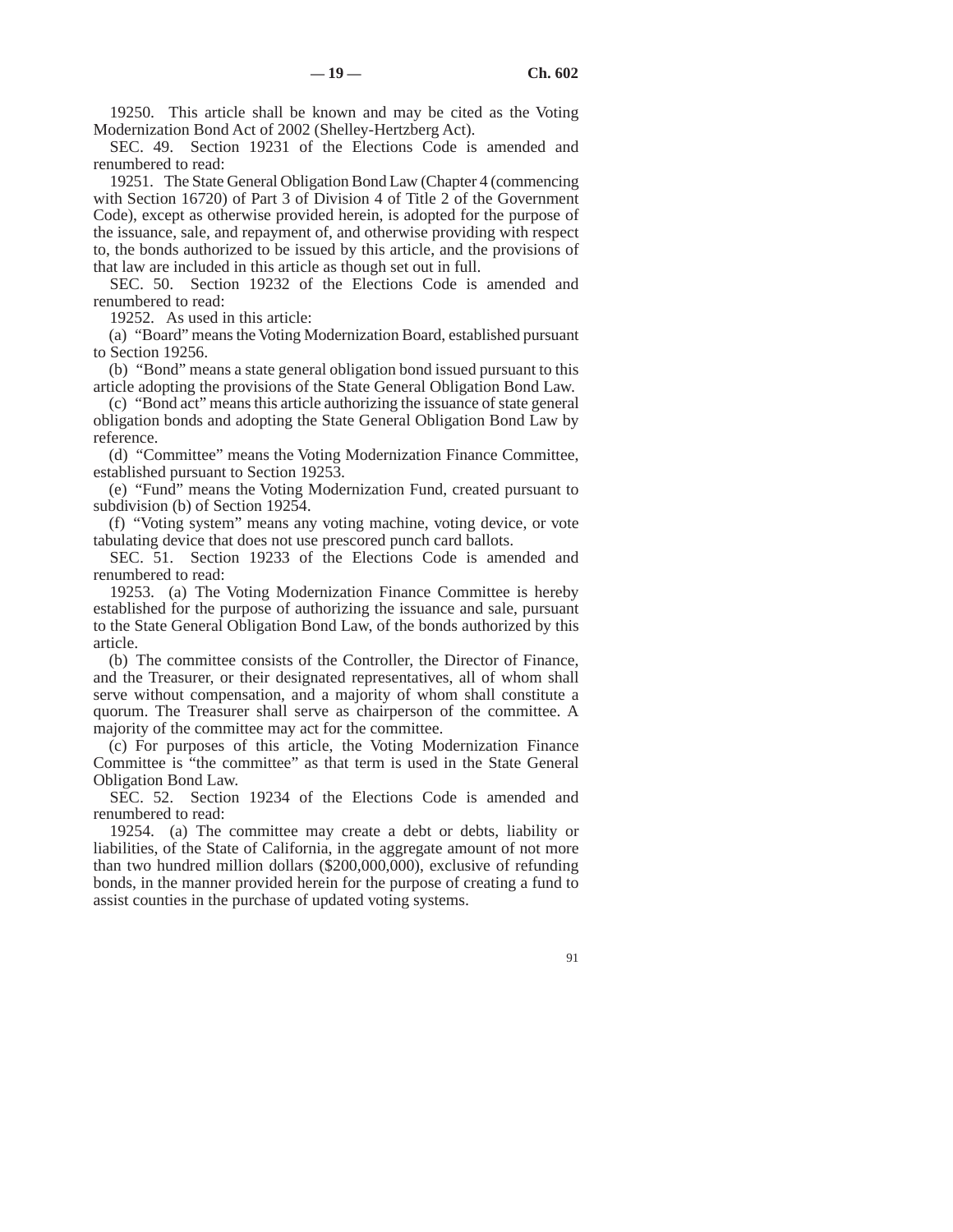19250. This article shall be known and may be cited as the Voting Modernization Bond Act of 2002 (Shelley-Hertzberg Act).

SEC. 49. Section 19231 of the Elections Code is amended and renumbered to read:

19251. The State General Obligation Bond Law (Chapter 4 (commencing with Section 16720) of Part 3 of Division 4 of Title 2 of the Government Code), except as otherwise provided herein, is adopted for the purpose of the issuance, sale, and repayment of, and otherwise providing with respect to, the bonds authorized to be issued by this article, and the provisions of that law are included in this article as though set out in full.

SEC. 50. Section 19232 of the Elections Code is amended and renumbered to read:

19252. As used in this article:

(a) "Board" means the Voting Modernization Board, established pursuant to Section 19256.

(b) "Bond" means a state general obligation bond issued pursuant to this article adopting the provisions of the State General Obligation Bond Law.

(c) "Bond act" means this article authorizing the issuance of state general obligation bonds and adopting the State General Obligation Bond Law by reference.

(d) "Committee" means the Voting Modernization Finance Committee, established pursuant to Section 19253.

(e) "Fund" means the Voting Modernization Fund, created pursuant to subdivision (b) of Section 19254.

(f) "Voting system" means any voting machine, voting device, or vote tabulating device that does not use prescored punch card ballots.

SEC. 51. Section 19233 of the Elections Code is amended and renumbered to read:

19253. (a) The Voting Modernization Finance Committee is hereby established for the purpose of authorizing the issuance and sale, pursuant to the State General Obligation Bond Law, of the bonds authorized by this article.

(b) The committee consists of the Controller, the Director of Finance, and the Treasurer, or their designated representatives, all of whom shall serve without compensation, and a majority of whom shall constitute a quorum. The Treasurer shall serve as chairperson of the committee. A majority of the committee may act for the committee.

(c) For purposes of this article, the Voting Modernization Finance Committee is "the committee" as that term is used in the State General Obligation Bond Law.

SEC. 52. Section 19234 of the Elections Code is amended and renumbered to read:

19254. (a) The committee may create a debt or debts, liability or liabilities, of the State of California, in the aggregate amount of not more than two hundred million dollars ($200,000,000), exclusive of refunding bonds, in the manner provided herein for the purpose of creating a fund to assist counties in the purchase of updated voting systems.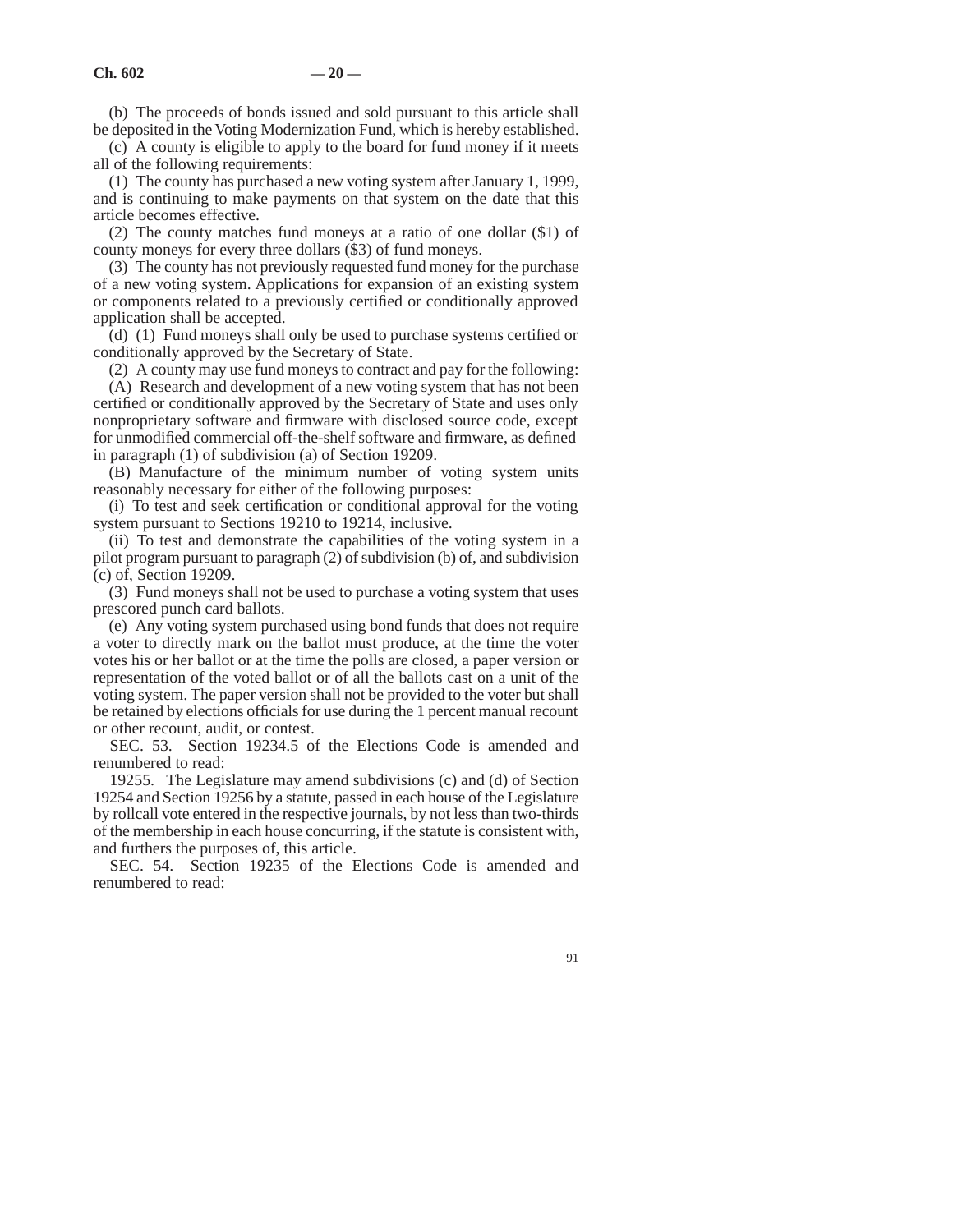(b) The proceeds of bonds issued and sold pursuant to this article shall be deposited in the Voting Modernization Fund, which is hereby established.

(c) A county is eligible to apply to the board for fund money if it meets all of the following requirements:

(1) The county has purchased a new voting system after January 1, 1999, and is continuing to make payments on that system on the date that this article becomes effective.

(2) The county matches fund moneys at a ratio of one dollar ($1) of county moneys for every three dollars ($3) of fund moneys.

(3) The county has not previously requested fund money for the purchase of a new voting system. Applications for expansion of an existing system or components related to a previously certified or conditionally approved application shall be accepted.

(d) (1) Fund moneys shall only be used to purchase systems certified or conditionally approved by the Secretary of State.

(2) A county may use fund moneys to contract and pay for the following:

(A) Research and development of a new voting system that has not been certified or conditionally approved by the Secretary of State and uses only nonproprietary software and firmware with disclosed source code, except for unmodified commercial off-the-shelf software and firmware, as defined in paragraph (1) of subdivision (a) of Section 19209.

(B) Manufacture of the minimum number of voting system units reasonably necessary for either of the following purposes:

(i) To test and seek certification or conditional approval for the voting system pursuant to Sections 19210 to 19214, inclusive.

(ii) To test and demonstrate the capabilities of the voting system in a pilot program pursuant to paragraph (2) of subdivision (b) of, and subdivision (c) of, Section 19209.

(3) Fund moneys shall not be used to purchase a voting system that uses prescored punch card ballots.

(e) Any voting system purchased using bond funds that does not require a voter to directly mark on the ballot must produce, at the time the voter votes his or her ballot or at the time the polls are closed, a paper version or representation of the voted ballot or of all the ballots cast on a unit of the voting system. The paper version shall not be provided to the voter but shall be retained by elections officials for use during the 1 percent manual recount or other recount, audit, or contest.

SEC. 53. Section 19234.5 of the Elections Code is amended and renumbered to read:

19255. The Legislature may amend subdivisions (c) and (d) of Section 19254 and Section 19256 by a statute, passed in each house of the Legislature by rollcall vote entered in the respective journals, by not less than two-thirds of the membership in each house concurring, if the statute is consistent with, and furthers the purposes of, this article.

SEC. 54. Section 19235 of the Elections Code is amended and renumbered to read: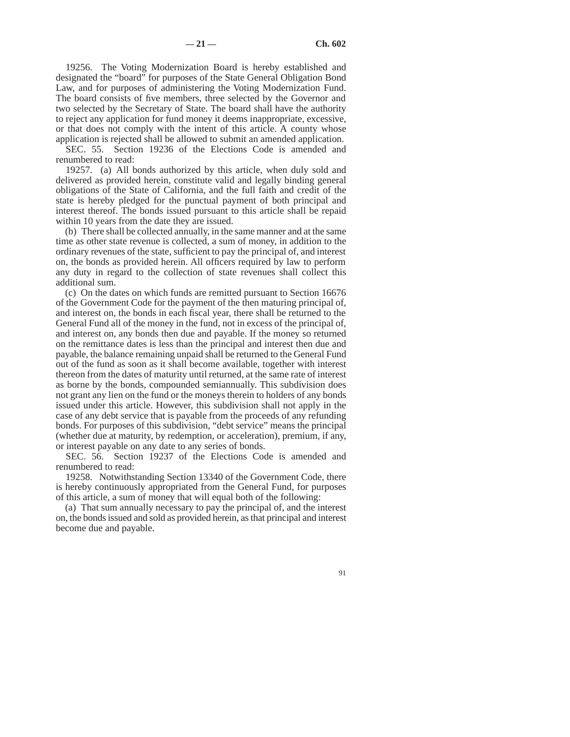19256. The Voting Modernization Board is hereby established and designated the "board" for purposes of the State General Obligation Bond Law, and for purposes of administering the Voting Modernization Fund. The board consists of five members, three selected by the Governor and two selected by the Secretary of State. The board shall have the authority to reject any application for fund money it deems inappropriate, excessive, or that does not comply with the intent of this article. A county whose application is rejected shall be allowed to submit an amended application.

SEC. 55. Section 19236 of the Elections Code is amended and renumbered to read:

19257. (a) All bonds authorized by this article, when duly sold and delivered as provided herein, constitute valid and legally binding general obligations of the State of California, and the full faith and credit of the state is hereby pledged for the punctual payment of both principal and interest thereof. The bonds issued pursuant to this article shall be repaid within 10 years from the date they are issued.

(b) There shall be collected annually, in the same manner and at the same time as other state revenue is collected, a sum of money, in addition to the ordinary revenues of the state, sufficient to pay the principal of, and interest on, the bonds as provided herein. All officers required by law to perform any duty in regard to the collection of state revenues shall collect this additional sum.

(c) On the dates on which funds are remitted pursuant to Section 16676 of the Government Code for the payment of the then maturing principal of, and interest on, the bonds in each fiscal year, there shall be returned to the General Fund all of the money in the fund, not in excess of the principal of, and interest on, any bonds then due and payable. If the money so returned on the remittance dates is less than the principal and interest then due and payable, the balance remaining unpaid shall be returned to the General Fund out of the fund as soon as it shall become available, together with interest thereon from the dates of maturity until returned, at the same rate of interest as borne by the bonds, compounded semiannually. This subdivision does not grant any lien on the fund or the moneys therein to holders of any bonds issued under this article. However, this subdivision shall not apply in the case of any debt service that is payable from the proceeds of any refunding bonds. For purposes of this subdivision, "debt service" means the principal (whether due at maturity, by redemption, or acceleration), premium, if any, or interest payable on any date to any series of bonds.

SEC. 56. Section 19237 of the Elections Code is amended and renumbered to read:

19258. Notwithstanding Section 13340 of the Government Code, there is hereby continuously appropriated from the General Fund, for purposes of this article, a sum of money that will equal both of the following:

(a) That sum annually necessary to pay the principal of, and the interest on, the bonds issued and sold as provided herein, as that principal and interest become due and payable.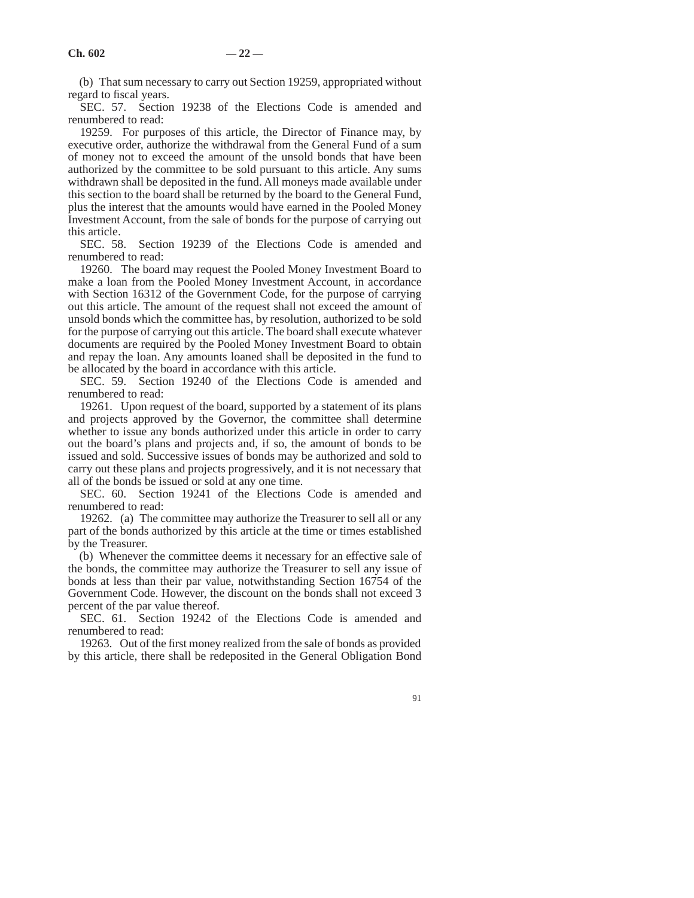(b) That sum necessary to carry out Section 19259, appropriated without regard to fiscal years.

SEC. 57. Section 19238 of the Elections Code is amended and renumbered to read:

19259. For purposes of this article, the Director of Finance may, by executive order, authorize the withdrawal from the General Fund of a sum of money not to exceed the amount of the unsold bonds that have been authorized by the committee to be sold pursuant to this article. Any sums withdrawn shall be deposited in the fund. All moneys made available under this section to the board shall be returned by the board to the General Fund, plus the interest that the amounts would have earned in the Pooled Money Investment Account, from the sale of bonds for the purpose of carrying out this article.

SEC. 58. Section 19239 of the Elections Code is amended and renumbered to read:

19260. The board may request the Pooled Money Investment Board to make a loan from the Pooled Money Investment Account, in accordance with Section 16312 of the Government Code, for the purpose of carrying out this article. The amount of the request shall not exceed the amount of unsold bonds which the committee has, by resolution, authorized to be sold for the purpose of carrying out this article. The board shall execute whatever documents are required by the Pooled Money Investment Board to obtain and repay the loan. Any amounts loaned shall be deposited in the fund to be allocated by the board in accordance with this article.

SEC. 59. Section 19240 of the Elections Code is amended and renumbered to read:

19261. Upon request of the board, supported by a statement of its plans and projects approved by the Governor, the committee shall determine whether to issue any bonds authorized under this article in order to carry out the board's plans and projects and, if so, the amount of bonds to be issued and sold. Successive issues of bonds may be authorized and sold to carry out these plans and projects progressively, and it is not necessary that all of the bonds be issued or sold at any one time.

SEC. 60. Section 19241 of the Elections Code is amended and renumbered to read:

19262. (a) The committee may authorize the Treasurer to sell all or any part of the bonds authorized by this article at the time or times established by the Treasurer.

(b) Whenever the committee deems it necessary for an effective sale of the bonds, the committee may authorize the Treasurer to sell any issue of bonds at less than their par value, notwithstanding Section 16754 of the Government Code. However, the discount on the bonds shall not exceed 3 percent of the par value thereof.

SEC. 61. Section 19242 of the Elections Code is amended and renumbered to read:

19263. Out of the first money realized from the sale of bonds as provided by this article, there shall be redeposited in the General Obligation Bond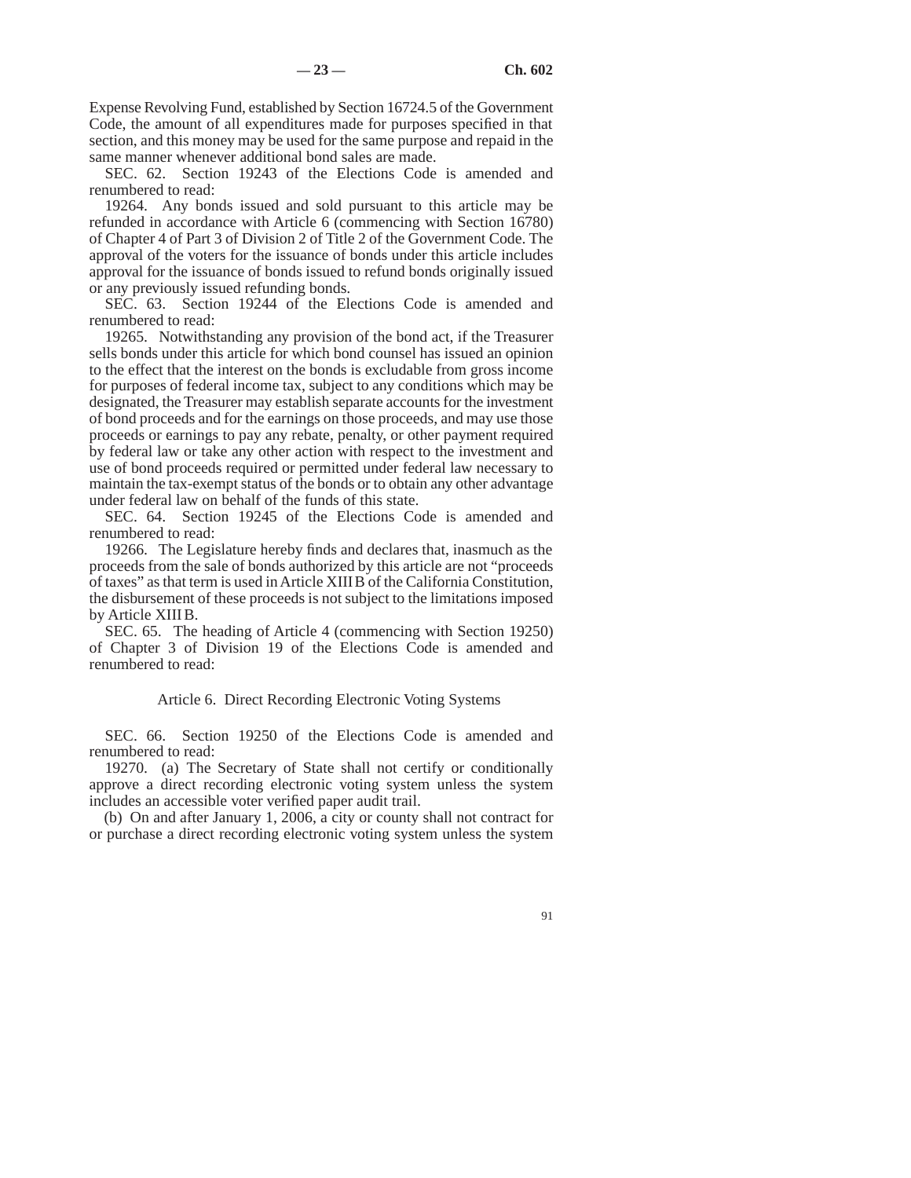Expense Revolving Fund, established by Section 16724.5 of the Government Code, the amount of all expenditures made for purposes specified in that section, and this money may be used for the same purpose and repaid in the same manner whenever additional bond sales are made.

SEC. 62. Section 19243 of the Elections Code is amended and renumbered to read:

19264. Any bonds issued and sold pursuant to this article may be refunded in accordance with Article 6 (commencing with Section 16780) of Chapter 4 of Part 3 of Division 2 of Title 2 of the Government Code. The approval of the voters for the issuance of bonds under this article includes approval for the issuance of bonds issued to refund bonds originally issued or any previously issued refunding bonds.

SEC. 63. Section 19244 of the Elections Code is amended and renumbered to read:

19265. Notwithstanding any provision of the bond act, if the Treasurer sells bonds under this article for which bond counsel has issued an opinion to the effect that the interest on the bonds is excludable from gross income for purposes of federal income tax, subject to any conditions which may be designated, the Treasurer may establish separate accounts for the investment of bond proceeds and for the earnings on those proceeds, and may use those proceeds or earnings to pay any rebate, penalty, or other payment required by federal law or take any other action with respect to the investment and use of bond proceeds required or permitted under federal law necessary to maintain the tax-exempt status of the bonds or to obtain any other advantage under federal law on behalf of the funds of this state.

SEC. 64. Section 19245 of the Elections Code is amended and renumbered to read:

19266. The Legislature hereby finds and declares that, inasmuch as the proceeds from the sale of bonds authorized by this article are not "proceeds of taxes" as that term is used in Article XIII B of the California Constitution, the disbursement of these proceeds is not subject to the limitations imposed by Article XIII B.

SEC. 65. The heading of Article 4 (commencing with Section 19250) of Chapter 3 of Division 19 of the Elections Code is amended and renumbered to read:

Article 6. Direct Recording Electronic Voting Systems

SEC. 66. Section 19250 of the Elections Code is amended and renumbered to read:

19270. (a) The Secretary of State shall not certify or conditionally approve a direct recording electronic voting system unless the system includes an accessible voter verified paper audit trail.

(b) On and after January 1, 2006, a city or county shall not contract for or purchase a direct recording electronic voting system unless the system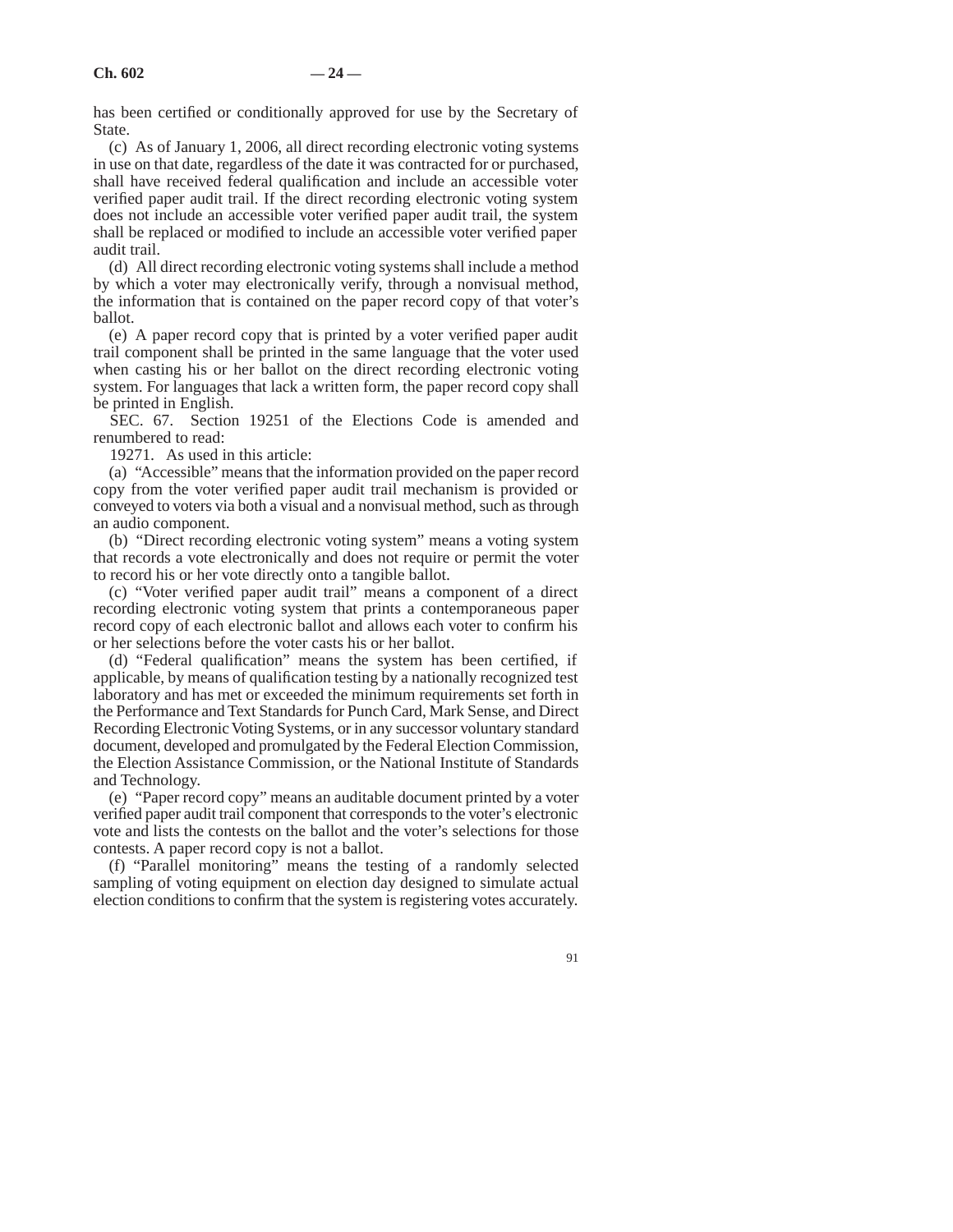has been certified or conditionally approved for use by the Secretary of State.

(c) As of January 1, 2006, all direct recording electronic voting systems in use on that date, regardless of the date it was contracted for or purchased, shall have received federal qualification and include an accessible voter verified paper audit trail. If the direct recording electronic voting system does not include an accessible voter verified paper audit trail, the system shall be replaced or modified to include an accessible voter verified paper audit trail.

(d) All direct recording electronic voting systems shall include a method by which a voter may electronically verify, through a nonvisual method, the information that is contained on the paper record copy of that voter's ballot.

(e) A paper record copy that is printed by a voter verified paper audit trail component shall be printed in the same language that the voter used when casting his or her ballot on the direct recording electronic voting system. For languages that lack a written form, the paper record copy shall be printed in English.

SEC. 67. Section 19251 of the Elections Code is amended and renumbered to read:

19271. As used in this article:

(a) "Accessible" means that the information provided on the paper record copy from the voter verified paper audit trail mechanism is provided or conveyed to voters via both a visual and a nonvisual method, such as through an audio component.

(b) "Direct recording electronic voting system" means a voting system that records a vote electronically and does not require or permit the voter to record his or her vote directly onto a tangible ballot.

(c) "Voter verified paper audit trail" means a component of a direct recording electronic voting system that prints a contemporaneous paper record copy of each electronic ballot and allows each voter to confirm his or her selections before the voter casts his or her ballot.

(d) "Federal qualification" means the system has been certified, if applicable, by means of qualification testing by a nationally recognized test laboratory and has met or exceeded the minimum requirements set forth in the Performance and Text Standards for Punch Card, Mark Sense, and Direct Recording Electronic Voting Systems, or in any successor voluntary standard document, developed and promulgated by the Federal Election Commission, the Election Assistance Commission, or the National Institute of Standards and Technology.

(e) "Paper record copy" means an auditable document printed by a voter verified paper audit trail component that corresponds to the voter's electronic vote and lists the contests on the ballot and the voter's selections for those contests. A paper record copy is not a ballot.

(f) "Parallel monitoring" means the testing of a randomly selected sampling of voting equipment on election day designed to simulate actual election conditions to confirm that the system is registering votes accurately.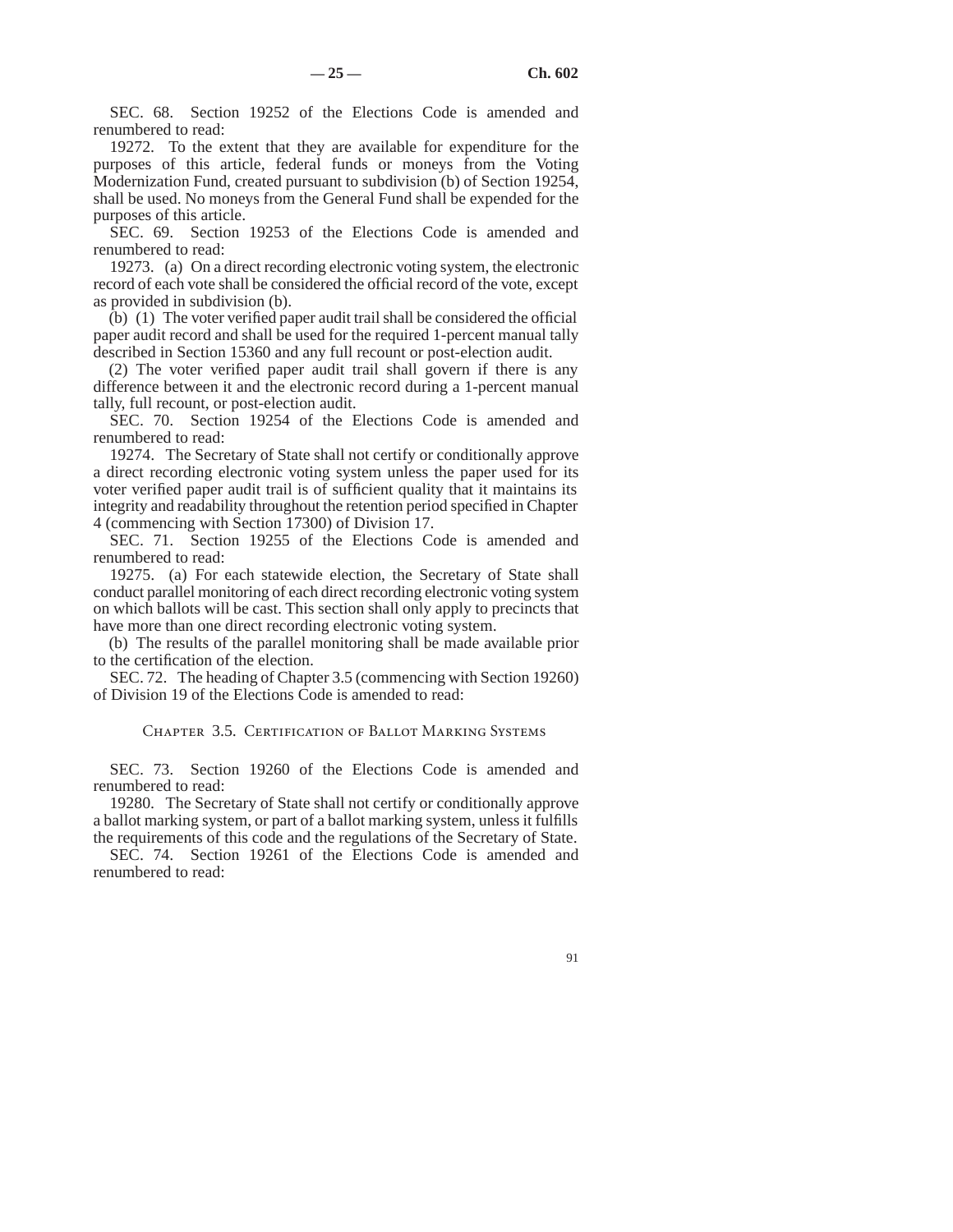SEC. 68. Section 19252 of the Elections Code is amended and renumbered to read:

19272. To the extent that they are available for expenditure for the purposes of this article, federal funds or moneys from the Voting Modernization Fund, created pursuant to subdivision (b) of Section 19254, shall be used. No moneys from the General Fund shall be expended for the purposes of this article.

SEC. 69. Section 19253 of the Elections Code is amended and renumbered to read:

19273. (a) On a direct recording electronic voting system, the electronic record of each vote shall be considered the official record of the vote, except as provided in subdivision (b).

(b) (1) The voter verified paper audit trail shall be considered the official paper audit record and shall be used for the required 1-percent manual tally described in Section 15360 and any full recount or post-election audit.

(2) The voter verified paper audit trail shall govern if there is any difference between it and the electronic record during a 1-percent manual tally, full recount, or post-election audit.

SEC. 70. Section 19254 of the Elections Code is amended and renumbered to read:

19274. The Secretary of State shall not certify or conditionally approve a direct recording electronic voting system unless the paper used for its voter verified paper audit trail is of sufficient quality that it maintains its integrity and readability throughout the retention period specified in Chapter 4 (commencing with Section 17300) of Division 17.

SEC. 71. Section 19255 of the Elections Code is amended and renumbered to read:

19275. (a) For each statewide election, the Secretary of State shall conduct parallel monitoring of each direct recording electronic voting system on which ballots will be cast. This section shall only apply to precincts that have more than one direct recording electronic voting system.

(b) The results of the parallel monitoring shall be made available prior to the certification of the election.

SEC. 72. The heading of Chapter 3.5 (commencing with Section 19260) of Division 19 of the Elections Code is amended to read:

## Chapter 3.5. Certification of Ballot Marking Systems

SEC. 73. Section 19260 of the Elections Code is amended and renumbered to read:

19280. The Secretary of State shall not certify or conditionally approve a ballot marking system, or part of a ballot marking system, unless it fulfills the requirements of this code and the regulations of the Secretary of State.

SEC. 74. Section 19261 of the Elections Code is amended and renumbered to read: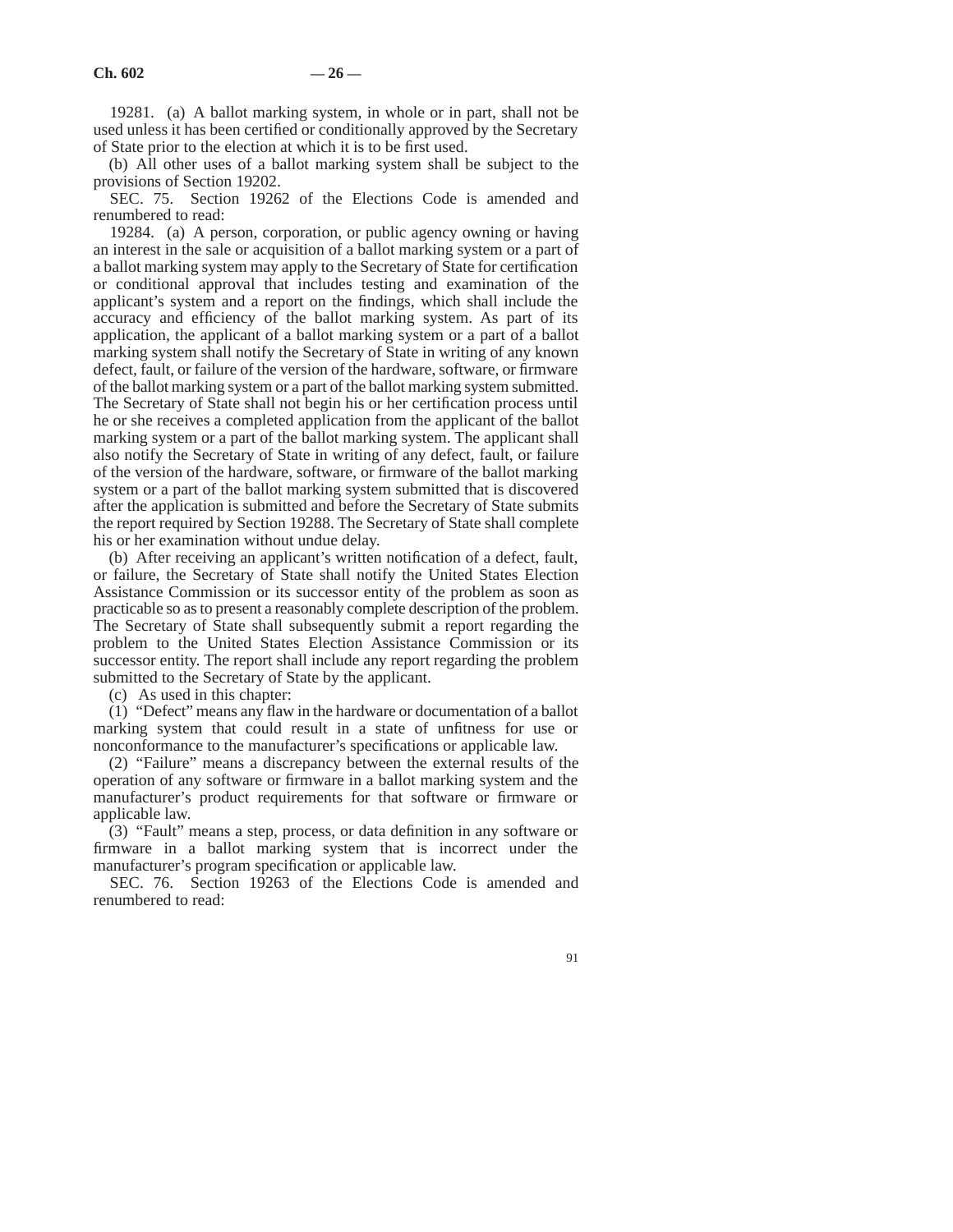19281. (a) A ballot marking system, in whole or in part, shall not be used unless it has been certified or conditionally approved by the Secretary of State prior to the election at which it is to be first used.

(b) All other uses of a ballot marking system shall be subject to the provisions of Section 19202.

SEC. 75. Section 19262 of the Elections Code is amended and renumbered to read:

19284. (a) A person, corporation, or public agency owning or having an interest in the sale or acquisition of a ballot marking system or a part of a ballot marking system may apply to the Secretary of State for certification or conditional approval that includes testing and examination of the applicant's system and a report on the findings, which shall include the accuracy and efficiency of the ballot marking system. As part of its application, the applicant of a ballot marking system or a part of a ballot marking system shall notify the Secretary of State in writing of any known defect, fault, or failure of the version of the hardware, software, or firmware of the ballot marking system or a part of the ballot marking system submitted. The Secretary of State shall not begin his or her certification process until he or she receives a completed application from the applicant of the ballot marking system or a part of the ballot marking system. The applicant shall also notify the Secretary of State in writing of any defect, fault, or failure of the version of the hardware, software, or firmware of the ballot marking system or a part of the ballot marking system submitted that is discovered after the application is submitted and before the Secretary of State submits the report required by Section 19288. The Secretary of State shall complete his or her examination without undue delay.

(b) After receiving an applicant's written notification of a defect, fault, or failure, the Secretary of State shall notify the United States Election Assistance Commission or its successor entity of the problem as soon as practicable so as to present a reasonably complete description of the problem. The Secretary of State shall subsequently submit a report regarding the problem to the United States Election Assistance Commission or its successor entity. The report shall include any report regarding the problem submitted to the Secretary of State by the applicant.

(c) As used in this chapter:

(1) "Defect" means any flaw in the hardware or documentation of a ballot marking system that could result in a state of unfitness for use or nonconformance to the manufacturer's specifications or applicable law.

(2) "Failure" means a discrepancy between the external results of the operation of any software or firmware in a ballot marking system and the manufacturer's product requirements for that software or firmware or applicable law.

(3) "Fault" means a step, process, or data definition in any software or firmware in a ballot marking system that is incorrect under the manufacturer's program specification or applicable law.

SEC. 76. Section 19263 of the Elections Code is amended and renumbered to read: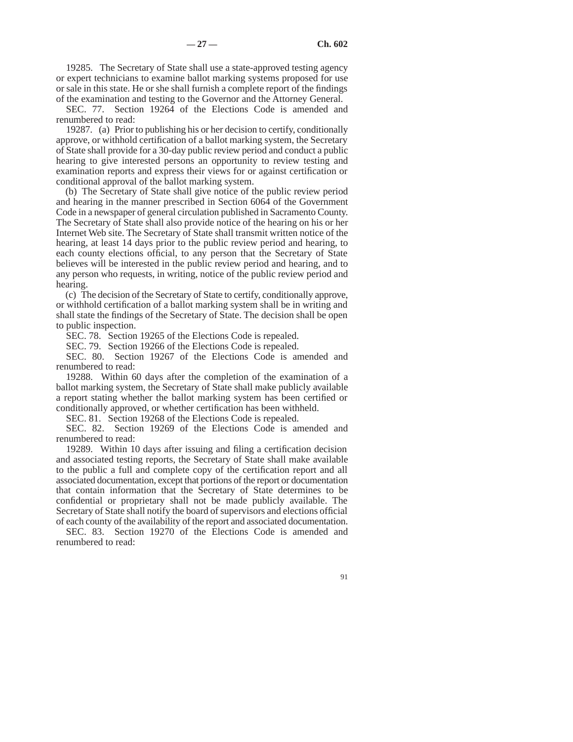19285. The Secretary of State shall use a state-approved testing agency or expert technicians to examine ballot marking systems proposed for use or sale in this state. He or she shall furnish a complete report of the findings of the examination and testing to the Governor and the Attorney General.

SEC. 77. Section 19264 of the Elections Code is amended and renumbered to read:

19287. (a) Prior to publishing his or her decision to certify, conditionally approve, or withhold certification of a ballot marking system, the Secretary of State shall provide for a 30-day public review period and conduct a public hearing to give interested persons an opportunity to review testing and examination reports and express their views for or against certification or conditional approval of the ballot marking system.

(b) The Secretary of State shall give notice of the public review period and hearing in the manner prescribed in Section 6064 of the Government Code in a newspaper of general circulation published in Sacramento County. The Secretary of State shall also provide notice of the hearing on his or her Internet Web site. The Secretary of State shall transmit written notice of the hearing, at least 14 days prior to the public review period and hearing, to each county elections official, to any person that the Secretary of State believes will be interested in the public review period and hearing, and to any person who requests, in writing, notice of the public review period and hearing.

(c) The decision of the Secretary of State to certify, conditionally approve, or withhold certification of a ballot marking system shall be in writing and shall state the findings of the Secretary of State. The decision shall be open to public inspection.

SEC. 78. Section 19265 of the Elections Code is repealed.

SEC. 79. Section 19266 of the Elections Code is repealed.

SEC. 80. Section 19267 of the Elections Code is amended and renumbered to read:

19288. Within 60 days after the completion of the examination of a ballot marking system, the Secretary of State shall make publicly available a report stating whether the ballot marking system has been certified or conditionally approved, or whether certification has been withheld.

SEC. 81. Section 19268 of the Elections Code is repealed.

SEC. 82. Section 19269 of the Elections Code is amended and renumbered to read:

19289. Within 10 days after issuing and filing a certification decision and associated testing reports, the Secretary of State shall make available to the public a full and complete copy of the certification report and all associated documentation, except that portions of the report or documentation that contain information that the Secretary of State determines to be confidential or proprietary shall not be made publicly available. The Secretary of State shall notify the board of supervisors and elections official of each county of the availability of the report and associated documentation.

SEC. 83. Section 19270 of the Elections Code is amended and renumbered to read: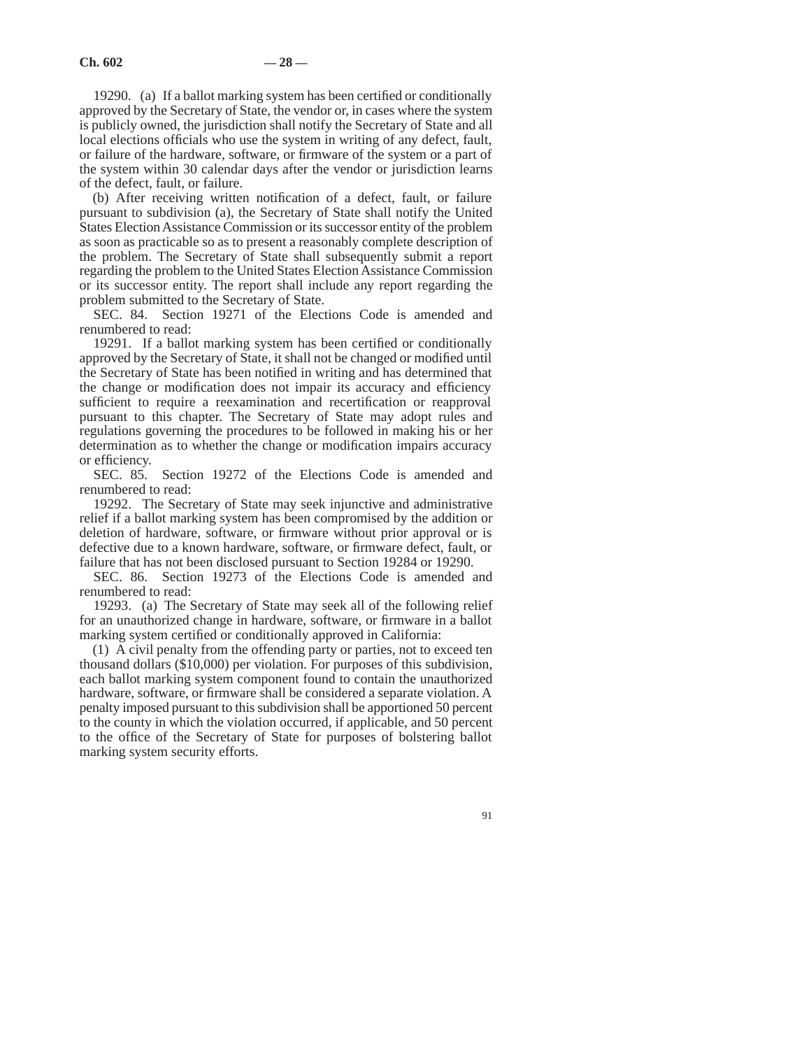19290. (a) If a ballot marking system has been certified or conditionally approved by the Secretary of State, the vendor or, in cases where the system is publicly owned, the jurisdiction shall notify the Secretary of State and all local elections officials who use the system in writing of any defect, fault, or failure of the hardware, software, or firmware of the system or a part of the system within 30 calendar days after the vendor or jurisdiction learns of the defect, fault, or failure.

(b) After receiving written notification of a defect, fault, or failure pursuant to subdivision (a), the Secretary of State shall notify the United States Election Assistance Commission or its successor entity of the problem as soon as practicable so as to present a reasonably complete description of the problem. The Secretary of State shall subsequently submit a report regarding the problem to the United States Election Assistance Commission or its successor entity. The report shall include any report regarding the problem submitted to the Secretary of State.

SEC. 84. Section 19271 of the Elections Code is amended and renumbered to read:

19291. If a ballot marking system has been certified or conditionally approved by the Secretary of State, it shall not be changed or modified until the Secretary of State has been notified in writing and has determined that the change or modification does not impair its accuracy and efficiency sufficient to require a reexamination and recertification or reapproval pursuant to this chapter. The Secretary of State may adopt rules and regulations governing the procedures to be followed in making his or her determination as to whether the change or modification impairs accuracy or efficiency.

SEC. 85. Section 19272 of the Elections Code is amended and renumbered to read:

19292. The Secretary of State may seek injunctive and administrative relief if a ballot marking system has been compromised by the addition or deletion of hardware, software, or firmware without prior approval or is defective due to a known hardware, software, or firmware defect, fault, or failure that has not been disclosed pursuant to Section 19284 or 19290.

SEC. 86. Section 19273 of the Elections Code is amended and renumbered to read:

19293. (a) The Secretary of State may seek all of the following relief for an unauthorized change in hardware, software, or firmware in a ballot marking system certified or conditionally approved in California:

(1) A civil penalty from the offending party or parties, not to exceed ten thousand dollars ($10,000) per violation. For purposes of this subdivision, each ballot marking system component found to contain the unauthorized hardware, software, or firmware shall be considered a separate violation. A penalty imposed pursuant to this subdivision shall be apportioned 50 percent to the county in which the violation occurred, if applicable, and 50 percent to the office of the Secretary of State for purposes of bolstering ballot marking system security efforts.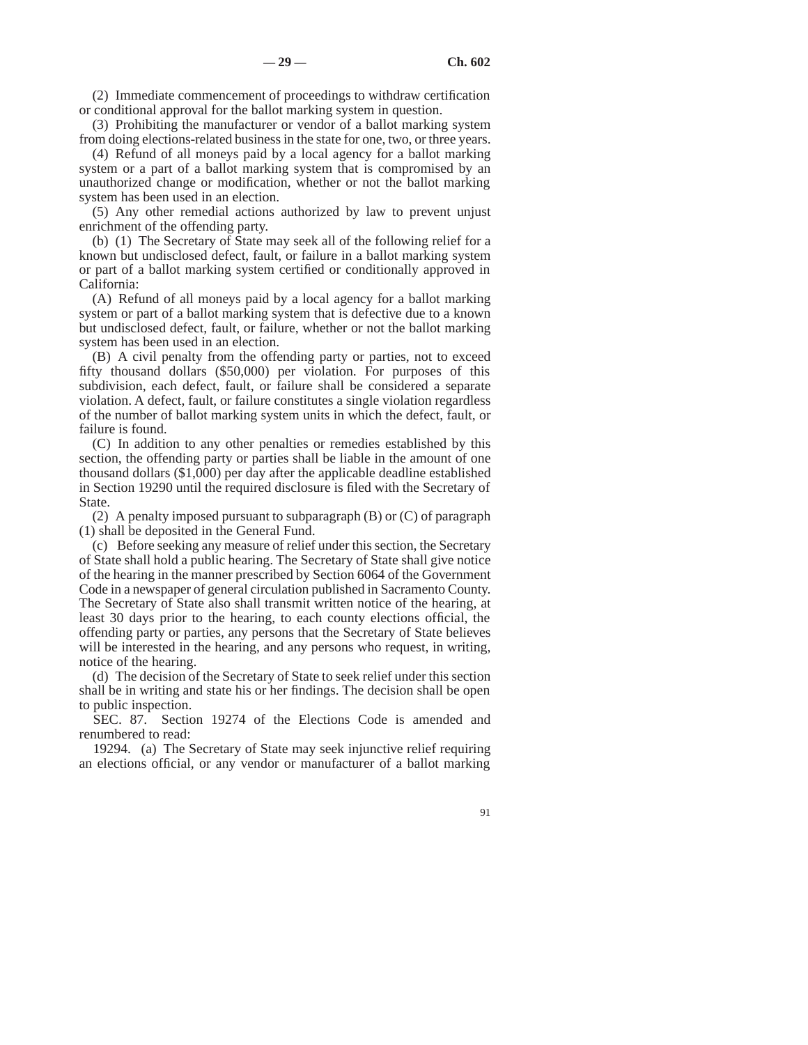(2) Immediate commencement of proceedings to withdraw certification or conditional approval for the ballot marking system in question.

(3) Prohibiting the manufacturer or vendor of a ballot marking system from doing elections-related business in the state for one, two, or three years.

(4) Refund of all moneys paid by a local agency for a ballot marking system or a part of a ballot marking system that is compromised by an unauthorized change or modification, whether or not the ballot marking system has been used in an election.

(5) Any other remedial actions authorized by law to prevent unjust enrichment of the offending party.

(b) (1) The Secretary of State may seek all of the following relief for a known but undisclosed defect, fault, or failure in a ballot marking system or part of a ballot marking system certified or conditionally approved in California:

(A) Refund of all moneys paid by a local agency for a ballot marking system or part of a ballot marking system that is defective due to a known but undisclosed defect, fault, or failure, whether or not the ballot marking system has been used in an election.

(B) A civil penalty from the offending party or parties, not to exceed fifty thousand dollars ($50,000) per violation. For purposes of this subdivision, each defect, fault, or failure shall be considered a separate violation. A defect, fault, or failure constitutes a single violation regardless of the number of ballot marking system units in which the defect, fault, or failure is found.

(C) In addition to any other penalties or remedies established by this section, the offending party or parties shall be liable in the amount of one thousand dollars ($1,000) per day after the applicable deadline established in Section 19290 until the required disclosure is filed with the Secretary of State.

(2) A penalty imposed pursuant to subparagraph (B) or (C) of paragraph (1) shall be deposited in the General Fund.

(c) Before seeking any measure of relief under this section, the Secretary of State shall hold a public hearing. The Secretary of State shall give notice of the hearing in the manner prescribed by Section 6064 of the Government Code in a newspaper of general circulation published in Sacramento County. The Secretary of State also shall transmit written notice of the hearing, at least 30 days prior to the hearing, to each county elections official, the offending party or parties, any persons that the Secretary of State believes will be interested in the hearing, and any persons who request, in writing, notice of the hearing.

(d) The decision of the Secretary of State to seek relief under this section shall be in writing and state his or her findings. The decision shall be open to public inspection.

SEC. 87. Section 19274 of the Elections Code is amended and renumbered to read:

19294. (a) The Secretary of State may seek injunctive relief requiring an elections official, or any vendor or manufacturer of a ballot marking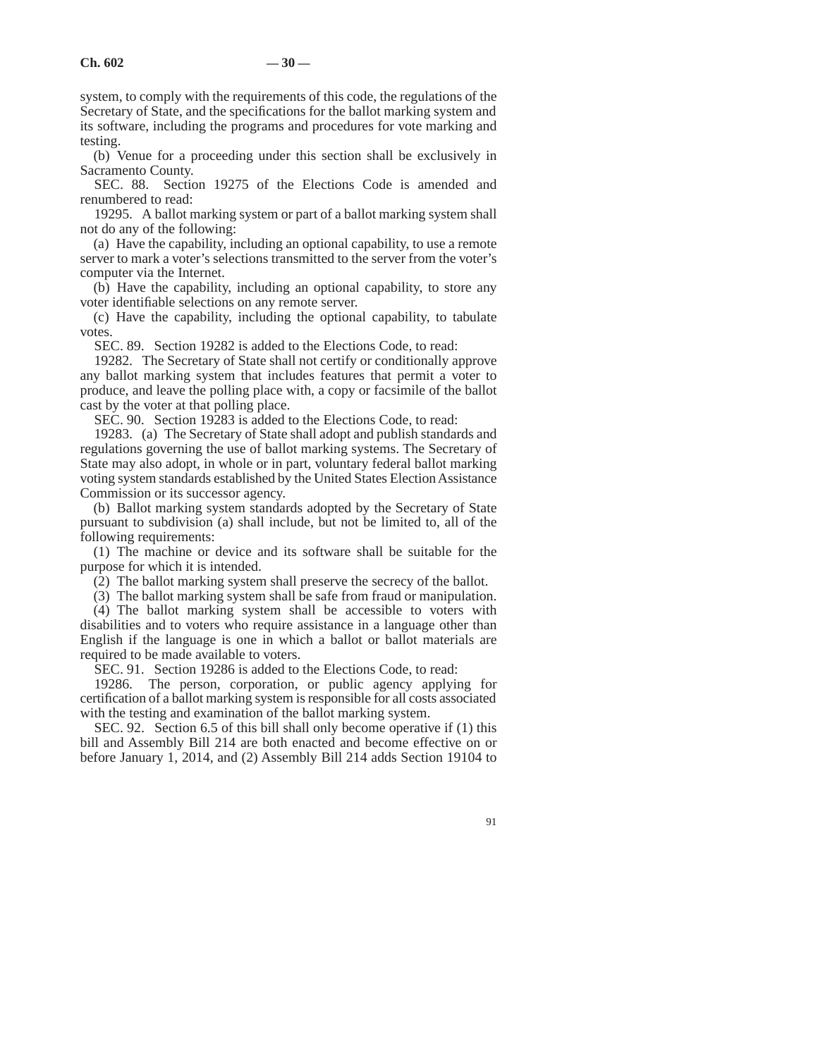system, to comply with the requirements of this code, the regulations of the Secretary of State, and the specifications for the ballot marking system and its software, including the programs and procedures for vote marking and testing.

(b) Venue for a proceeding under this section shall be exclusively in Sacramento County.

SEC. 88. Section 19275 of the Elections Code is amended and renumbered to read:

19295. A ballot marking system or part of a ballot marking system shall not do any of the following:

(a) Have the capability, including an optional capability, to use a remote server to mark a voter's selections transmitted to the server from the voter's computer via the Internet.

(b) Have the capability, including an optional capability, to store any voter identifiable selections on any remote server.

(c) Have the capability, including the optional capability, to tabulate votes.

SEC. 89. Section 19282 is added to the Elections Code, to read:

19282. The Secretary of State shall not certify or conditionally approve any ballot marking system that includes features that permit a voter to produce, and leave the polling place with, a copy or facsimile of the ballot cast by the voter at that polling place.

SEC. 90. Section 19283 is added to the Elections Code, to read:

19283. (a) The Secretary of State shall adopt and publish standards and regulations governing the use of ballot marking systems. The Secretary of State may also adopt, in whole or in part, voluntary federal ballot marking voting system standards established by the United States Election Assistance Commission or its successor agency.

(b) Ballot marking system standards adopted by the Secretary of State pursuant to subdivision (a) shall include, but not be limited to, all of the following requirements:

(1) The machine or device and its software shall be suitable for the purpose for which it is intended.

(2) The ballot marking system shall preserve the secrecy of the ballot.

(3) The ballot marking system shall be safe from fraud or manipulation.

(4) The ballot marking system shall be accessible to voters with disabilities and to voters who require assistance in a language other than English if the language is one in which a ballot or ballot materials are required to be made available to voters.

SEC. 91. Section 19286 is added to the Elections Code, to read:

19286. The person, corporation, or public agency applying for certification of a ballot marking system is responsible for all costs associated with the testing and examination of the ballot marking system.

SEC. 92. Section 6.5 of this bill shall only become operative if (1) this bill and Assembly Bill 214 are both enacted and become effective on or before January 1, 2014, and (2) Assembly Bill 214 adds Section 19104 to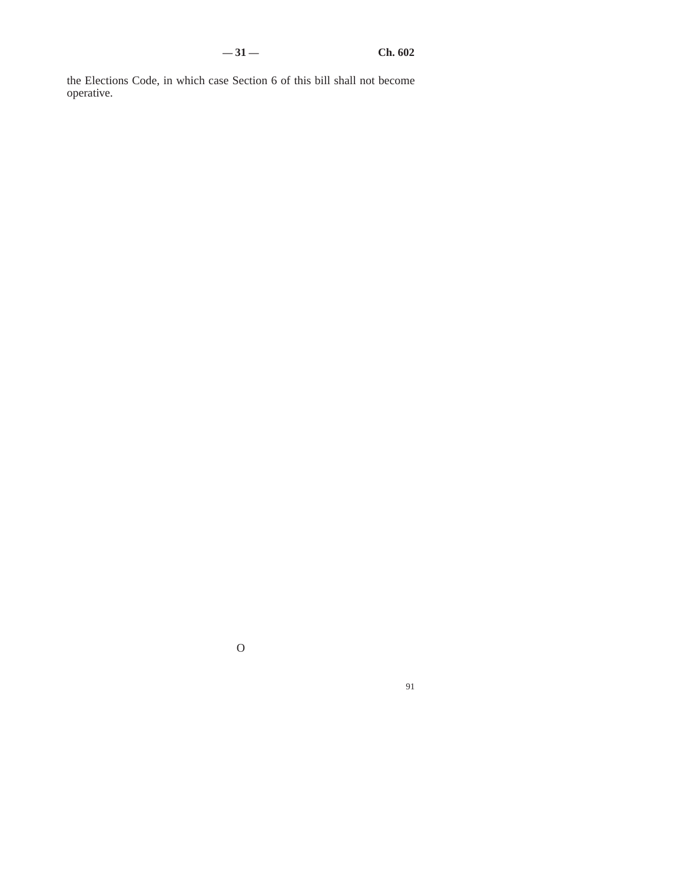the Elections Code, in which case Section 6 of this bill shall not become operative.

O